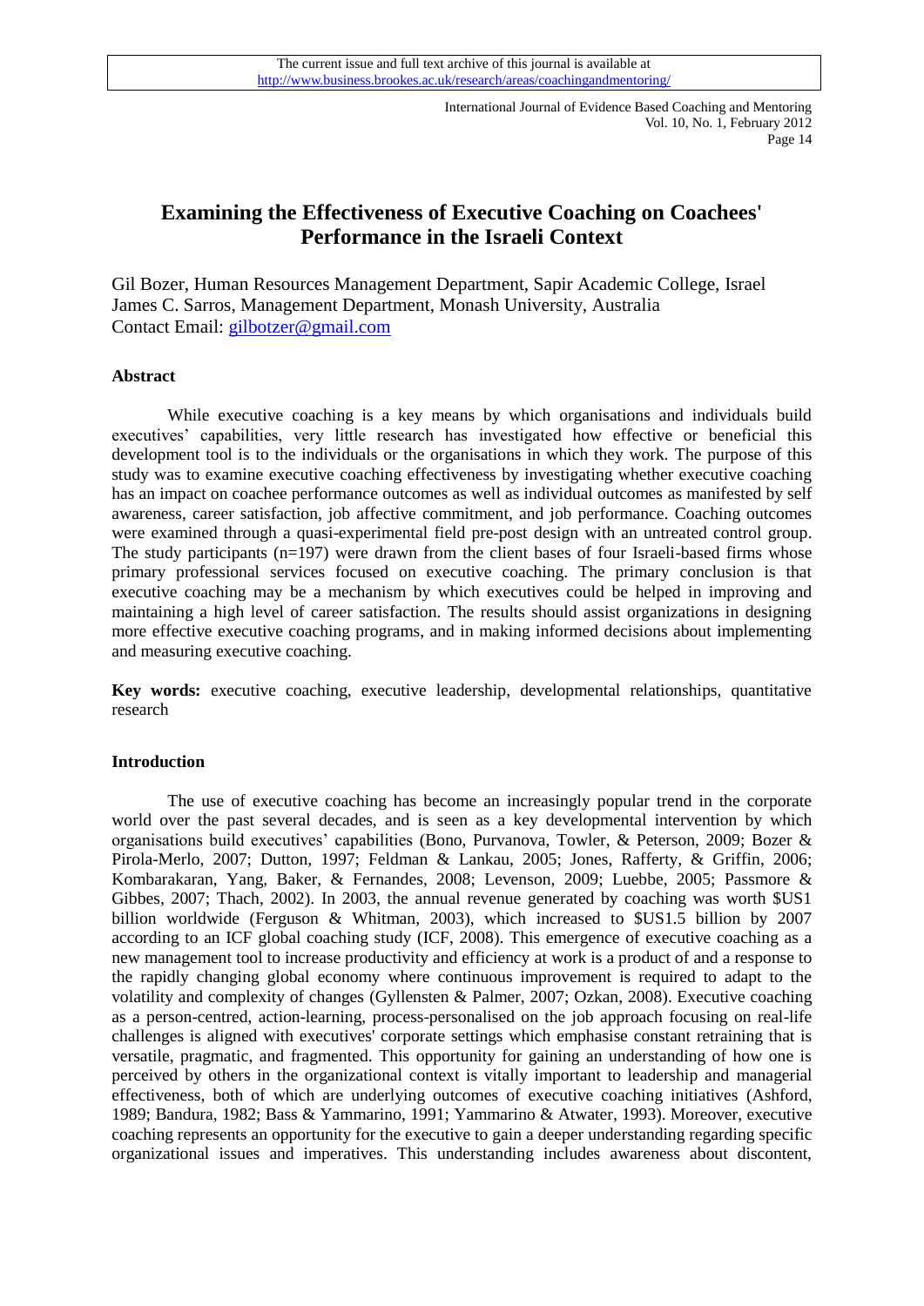The current issue and full text archive of this journal is available at http://www.business.brookes.ac.uk/research/areas/coachingandmentoring/

# Examining the Effectiveness of Executive Coaching on Coachees' Performance in the Israeli Context

Gil Bozer, Human Resources Management Department, Sapir Academic College, Israel
James C. Sarros, Management Department, Monash University, Australia
Contact Email: gilbotzer@gmail.com

## Abstract

While executive coaching is a key means by which organisations and individuals build executives' capabilities, very little research has investigated how effective or beneficial this development tool is to the individuals or the organisations in which they work. The purpose of this study was to examine executive coaching effectiveness by investigating whether executive coaching has an impact on coachee performance outcomes as well as individual outcomes as manifested by self awareness, career satisfaction, job affective commitment, and job performance. Coaching outcomes were examined through a quasi-experimental field pre-post design with an untreated control group. The study participants (n=197) were drawn from the client bases of four Israeli-based firms whose primary professional services focused on executive coaching. The primary conclusion is that executive coaching may be a mechanism by which executives could be helped in improving and maintaining a high level of career satisfaction. The results should assist organizations in designing more effective executive coaching programs, and in making informed decisions about implementing and measuring executive coaching.

**Key words:** executive coaching, executive leadership, developmental relationships, quantitative research

## Introduction

The use of executive coaching has become an increasingly popular trend in the corporate world over the past several decades, and is seen as a key developmental intervention by which organisations build executives' capabilities (Bono, Purvanova, Towler, & Peterson, 2009; Bozer & Pirola-Merlo, 2007; Dutton, 1997; Feldman & Lankau, 2005; Jones, Rafferty, & Griffin, 2006; Kombarakaran, Yang, Baker, & Fernandes, 2008; Levenson, 2009; Luebbe, 2005; Passmore & Gibbes, 2007; Thach, 2002). In 2003, the annual revenue generated by coaching was worth $US1 billion worldwide (Ferguson & Whitman, 2003), which increased to $US1.5 billion by 2007 according to an ICF global coaching study (ICF, 2008). This emergence of executive coaching as a new management tool to increase productivity and efficiency at work is a product of and a response to the rapidly changing global economy where continuous improvement is required to adapt to the volatility and complexity of changes (Gyllensten & Palmer, 2007; Ozkan, 2008). Executive coaching as a person-centred, action-learning, process-personalised on the job approach focusing on real-life challenges is aligned with executives' corporate settings which emphasise constant retraining that is versatile, pragmatic, and fragmented. This opportunity for gaining an understanding of how one is perceived by others in the organizational context is vitally important to leadership and managerial effectiveness, both of which are underlying outcomes of executive coaching initiatives (Ashford, 1989; Bandura, 1982; Bass & Yammarino, 1991; Yammarino & Atwater, 1993). Moreover, executive coaching represents an opportunity for the executive to gain a deeper understanding regarding specific organizational issues and imperatives. This understanding includes awareness about discontent,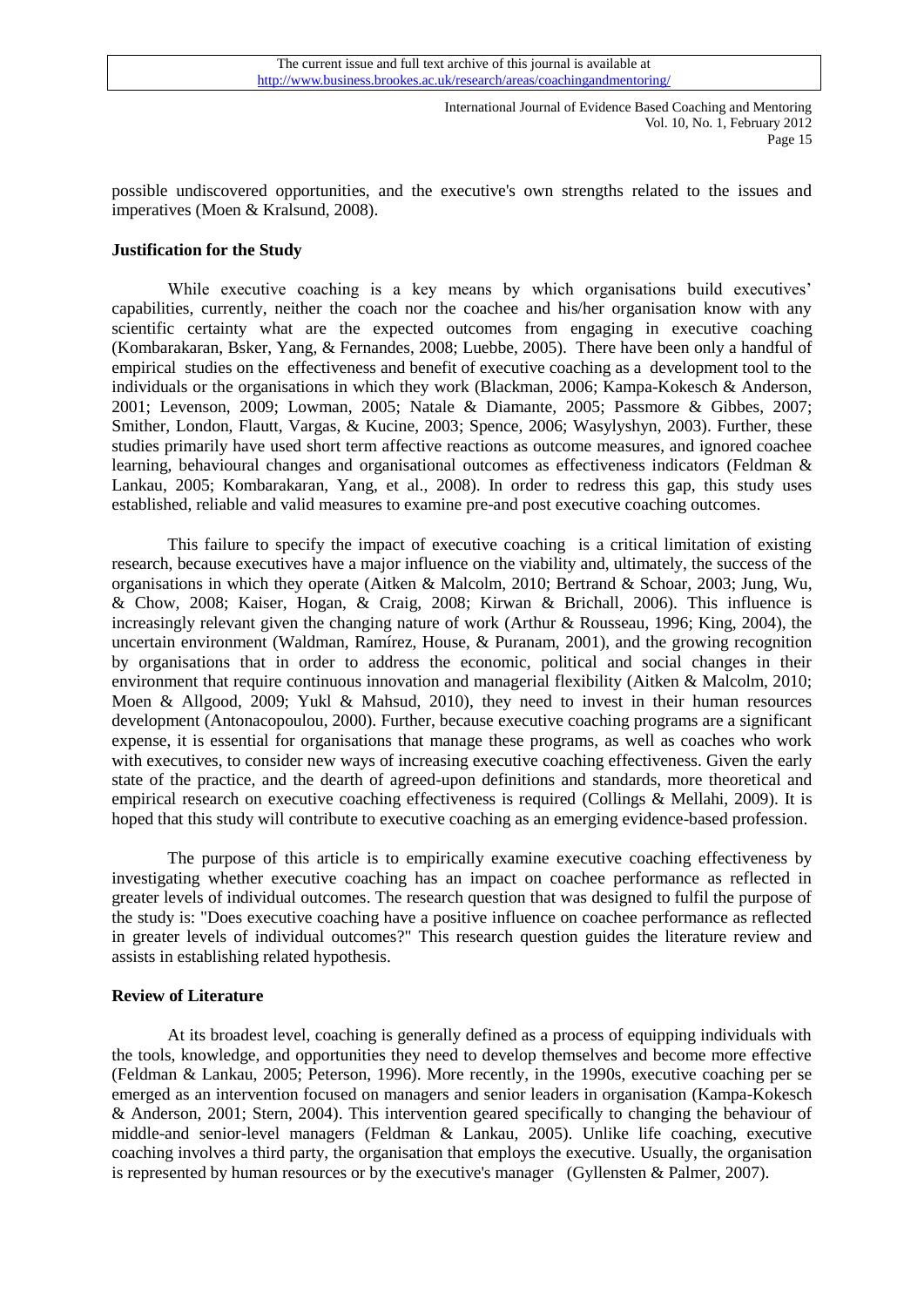possible undiscovered opportunities, and the executive's own strengths related to the issues and imperatives (Moen & Kralsund, 2008).

**Justification for the Study**

While executive coaching is a key means by which organisations build executives' capabilities, currently, neither the coach nor the coachee and his/her organisation know with any scientific certainty what are the expected outcomes from engaging in executive coaching (Kombarakaran, Bsker, Yang, & Fernandes, 2008; Luebbe, 2005). There have been only a handful of empirical studies on the effectiveness and benefit of executive coaching as a development tool to the individuals or the organisations in which they work (Blackman, 2006; Kampa-Kokesch & Anderson, 2001; Levenson, 2009; Lowman, 2005; Natale & Diamante, 2005; Passmore & Gibbes, 2007; Smither, London, Flautt, Vargas, & Kucine, 2003; Spence, 2006; Wasylyshyn, 2003). Further, these studies primarily have used short term affective reactions as outcome measures, and ignored coachee learning, behavioural changes and organisational outcomes as effectiveness indicators (Feldman & Lankau, 2005; Kombarakaran, Yang, et al., 2008). In order to redress this gap, this study uses established, reliable and valid measures to examine pre-and post executive coaching outcomes.

This failure to specify the impact of executive coaching is a critical limitation of existing research, because executives have a major influence on the viability and, ultimately, the success of the organisations in which they operate (Aitken & Malcolm, 2010; Bertrand & Schoar, 2003; Jung, Wu, & Chow, 2008; Kaiser, Hogan, & Craig, 2008; Kirwan & Brichall, 2006). This influence is increasingly relevant given the changing nature of work (Arthur & Rousseau, 1996; King, 2004), the uncertain environment (Waldman, Ramírez, House, & Puranam, 2001), and the growing recognition by organisations that in order to address the economic, political and social changes in their environment that require continuous innovation and managerial flexibility (Aitken & Malcolm, 2010; Moen & Allgood, 2009; Yukl & Mahsud, 2010), they need to invest in their human resources development (Antonacopoulou, 2000). Further, because executive coaching programs are a significant expense, it is essential for organisations that manage these programs, as well as coaches who work with executives, to consider new ways of increasing executive coaching effectiveness. Given the early state of the practice, and the dearth of agreed-upon definitions and standards, more theoretical and empirical research on executive coaching effectiveness is required (Collings & Mellahi, 2009). It is hoped that this study will contribute to executive coaching as an emerging evidence-based profession.

The purpose of this article is to empirically examine executive coaching effectiveness by investigating whether executive coaching has an impact on coachee performance as reflected in greater levels of individual outcomes. The research question that was designed to fulfil the purpose of the study is: "Does executive coaching have a positive influence on coachee performance as reflected in greater levels of individual outcomes?" This research question guides the literature review and assists in establishing related hypothesis.

**Review of Literature**

At its broadest level, coaching is generally defined as a process of equipping individuals with the tools, knowledge, and opportunities they need to develop themselves and become more effective (Feldman & Lankau, 2005; Peterson, 1996). More recently, in the 1990s, executive coaching per se emerged as an intervention focused on managers and senior leaders in organisation (Kampa-Kokesch & Anderson, 2001; Stern, 2004). This intervention geared specifically to changing the behaviour of middle-and senior-level managers (Feldman & Lankau, 2005). Unlike life coaching, executive coaching involves a third party, the organisation that employs the executive. Usually, the organisation is represented by human resources or by the executive's manager (Gyllensten & Palmer, 2007).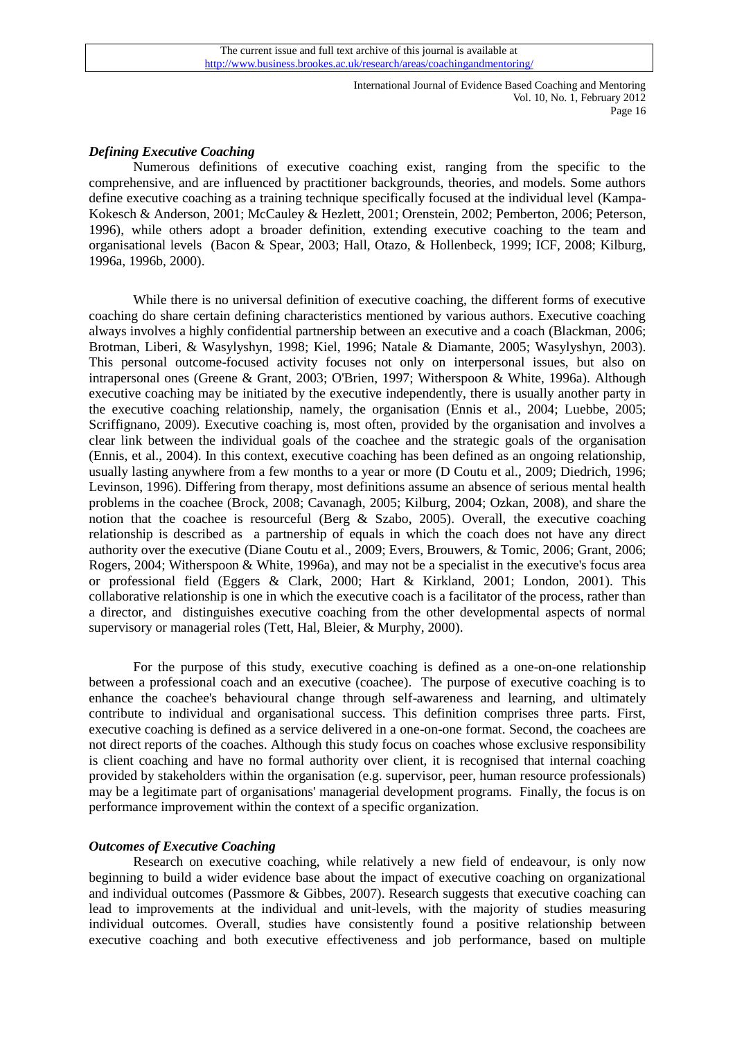### *Defining Executive Coaching*

Numerous definitions of executive coaching exist, ranging from the specific to the comprehensive, and are influenced by practitioner backgrounds, theories, and models. Some authors define executive coaching as a training technique specifically focused at the individual level (Kampa-Kokesch & Anderson, 2001; McCauley & Hezlett, 2001; Orenstein, 2002; Pemberton, 2006; Peterson, 1996), while others adopt a broader definition, extending executive coaching to the team and organisational levels (Bacon & Spear, 2003; Hall, Otazo, & Hollenbeck, 1999; ICF, 2008; Kilburg, 1996a, 1996b, 2000).

While there is no universal definition of executive coaching, the different forms of executive coaching do share certain defining characteristics mentioned by various authors. Executive coaching always involves a highly confidential partnership between an executive and a coach (Blackman, 2006; Brotman, Liberi, & Wasylyshyn, 1998; Kiel, 1996; Natale & Diamante, 2005; Wasylyshyn, 2003). This personal outcome-focused activity focuses not only on interpersonal issues, but also on intrapersonal ones (Greene & Grant, 2003; O'Brien, 1997; Witherspoon & White, 1996a). Although executive coaching may be initiated by the executive independently, there is usually another party in the executive coaching relationship, namely, the organisation (Ennis et al., 2004; Luebbe, 2005; Scriffignano, 2009). Executive coaching is, most often, provided by the organisation and involves a clear link between the individual goals of the coachee and the strategic goals of the organisation (Ennis, et al., 2004). In this context, executive coaching has been defined as an ongoing relationship, usually lasting anywhere from a few months to a year or more (D Coutu et al., 2009; Diedrich, 1996; Levinson, 1996). Differing from therapy, most definitions assume an absence of serious mental health problems in the coachee (Brock, 2008; Cavanagh, 2005; Kilburg, 2004; Ozkan, 2008), and share the notion that the coachee is resourceful (Berg & Szabo, 2005). Overall, the executive coaching relationship is described as a partnership of equals in which the coach does not have any direct authority over the executive (Diane Coutu et al., 2009; Evers, Brouwers, & Tomic, 2006; Grant, 2006; Rogers, 2004; Witherspoon & White, 1996a), and may not be a specialist in the executive's focus area or professional field (Eggers & Clark, 2000; Hart & Kirkland, 2001; London, 2001). This collaborative relationship is one in which the executive coach is a facilitator of the process, rather than a director, and distinguishes executive coaching from the other developmental aspects of normal supervisory or managerial roles (Tett, Hal, Bleier, & Murphy, 2000).

For the purpose of this study, executive coaching is defined as a one-on-one relationship between a professional coach and an executive (coachee). The purpose of executive coaching is to enhance the coachee's behavioural change through self-awareness and learning, and ultimately contribute to individual and organisational success. This definition comprises three parts. First, executive coaching is defined as a service delivered in a one-on-one format. Second, the coachees are not direct reports of the coaches. Although this study focus on coaches whose exclusive responsibility is client coaching and have no formal authority over client, it is recognised that internal coaching provided by stakeholders within the organisation (e.g. supervisor, peer, human resource professionals) may be a legitimate part of organisations' managerial development programs. Finally, the focus is on performance improvement within the context of a specific organization.

### *Outcomes of Executive Coaching*

Research on executive coaching, while relatively a new field of endeavour, is only now beginning to build a wider evidence base about the impact of executive coaching on organizational and individual outcomes (Passmore & Gibbes, 2007). Research suggests that executive coaching can lead to improvements at the individual and unit-levels, with the majority of studies measuring individual outcomes. Overall, studies have consistently found a positive relationship between executive coaching and both executive effectiveness and job performance, based on multiple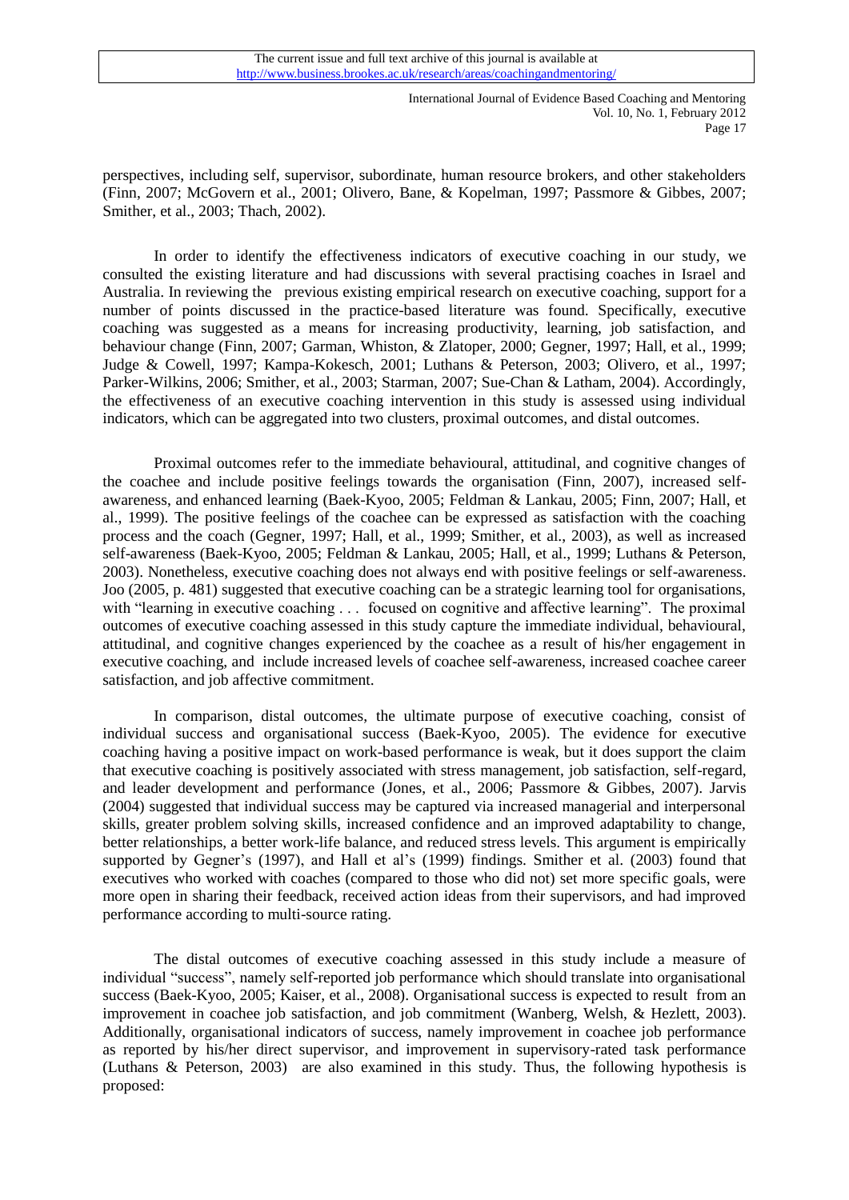perspectives, including self, supervisor, subordinate, human resource brokers, and other stakeholders (Finn, 2007; McGovern et al., 2001; Olivero, Bane, & Kopelman, 1997; Passmore & Gibbes, 2007; Smither, et al., 2003; Thach, 2002).

In order to identify the effectiveness indicators of executive coaching in our study, we consulted the existing literature and had discussions with several practising coaches in Israel and Australia. In reviewing the previous existing empirical research on executive coaching, support for a number of points discussed in the practice-based literature was found. Specifically, executive coaching was suggested as a means for increasing productivity, learning, job satisfaction, and behaviour change (Finn, 2007; Garman, Whiston, & Zlatoper, 2000; Gegner, 1997; Hall, et al., 1999; Judge & Cowell, 1997; Kampa-Kokesch, 2001; Luthans & Peterson, 2003; Olivero, et al., 1997; Parker-Wilkins, 2006; Smither, et al., 2003; Starman, 2007; Sue-Chan & Latham, 2004). Accordingly, the effectiveness of an executive coaching intervention in this study is assessed using individual indicators, which can be aggregated into two clusters, proximal outcomes, and distal outcomes.

Proximal outcomes refer to the immediate behavioural, attitudinal, and cognitive changes of the coachee and include positive feelings towards the organisation (Finn, 2007), increased self-awareness, and enhanced learning (Baek-Kyoo, 2005; Feldman & Lankau, 2005; Finn, 2007; Hall, et al., 1999). The positive feelings of the coachee can be expressed as satisfaction with the coaching process and the coach (Gegner, 1997; Hall, et al., 1999; Smither, et al., 2003), as well as increased self-awareness (Baek-Kyoo, 2005; Feldman & Lankau, 2005; Hall, et al., 1999; Luthans & Peterson, 2003). Nonetheless, executive coaching does not always end with positive feelings or self-awareness. Joo (2005, p. 481) suggested that executive coaching can be a strategic learning tool for organisations, with "learning in executive coaching . . . focused on cognitive and affective learning". The proximal outcomes of executive coaching assessed in this study capture the immediate individual, behavioural, attitudinal, and cognitive changes experienced by the coachee as a result of his/her engagement in executive coaching, and include increased levels of coachee self-awareness, increased coachee career satisfaction, and job affective commitment.

In comparison, distal outcomes, the ultimate purpose of executive coaching, consist of individual success and organisational success (Baek-Kyoo, 2005). The evidence for executive coaching having a positive impact on work-based performance is weak, but it does support the claim that executive coaching is positively associated with stress management, job satisfaction, self-regard, and leader development and performance (Jones, et al., 2006; Passmore & Gibbes, 2007). Jarvis (2004) suggested that individual success may be captured via increased managerial and interpersonal skills, greater problem solving skills, increased confidence and an improved adaptability to change, better relationships, a better work-life balance, and reduced stress levels. This argument is empirically supported by Gegner's (1997), and Hall et al's (1999) findings. Smither et al. (2003) found that executives who worked with coaches (compared to those who did not) set more specific goals, were more open in sharing their feedback, received action ideas from their supervisors, and had improved performance according to multi-source rating.

The distal outcomes of executive coaching assessed in this study include a measure of individual "success", namely self-reported job performance which should translate into organisational success (Baek-Kyoo, 2005; Kaiser, et al., 2008). Organisational success is expected to result from an improvement in coachee job satisfaction, and job commitment (Wanberg, Welsh, & Hezlett, 2003). Additionally, organisational indicators of success, namely improvement in coachee job performance as reported by his/her direct supervisor, and improvement in supervisory-rated task performance (Luthans & Peterson, 2003) are also examined in this study. Thus, the following hypothesis is proposed: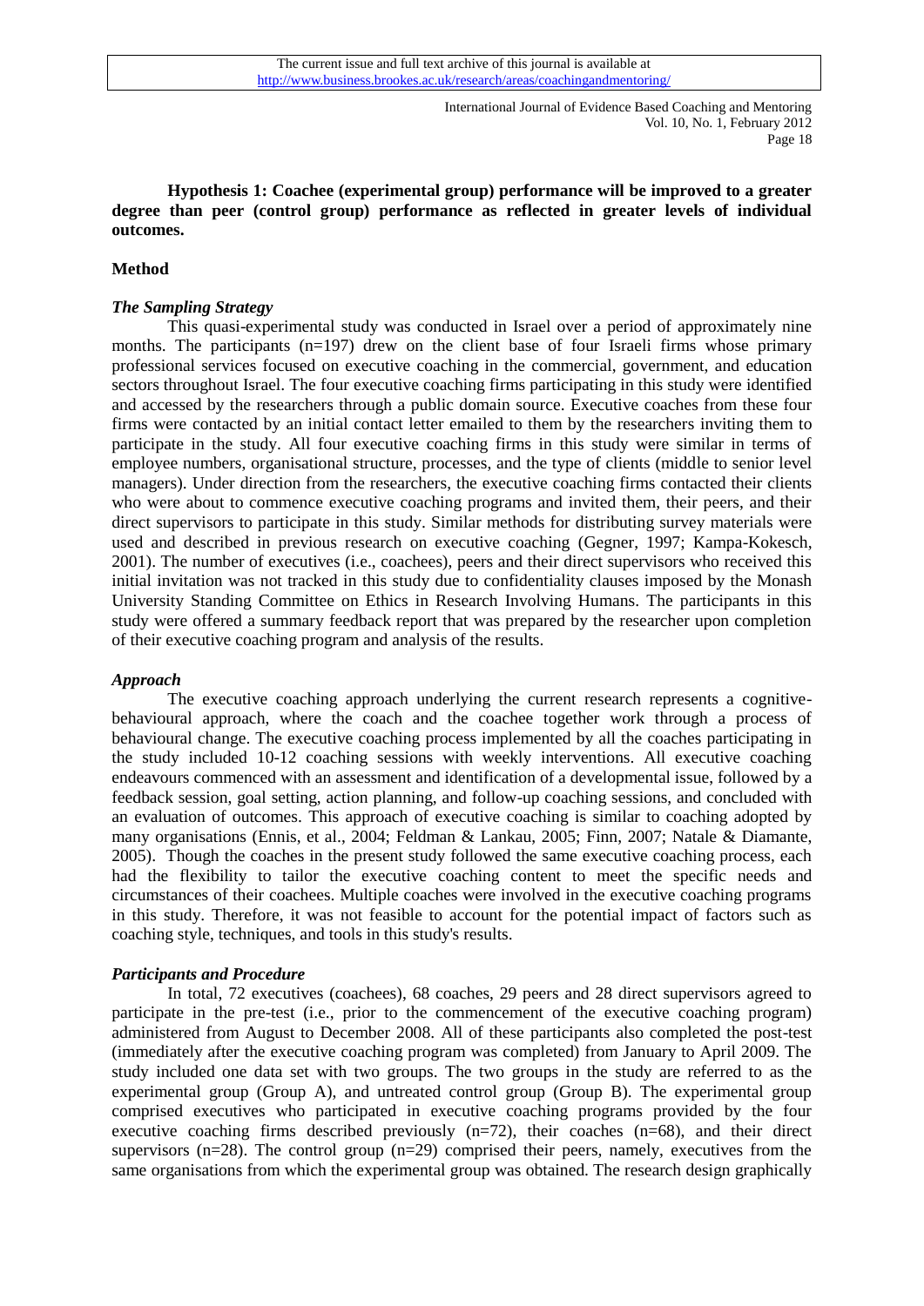**Hypothesis 1: Coachee (experimental group) performance will be improved to a greater degree than peer (control group) performance as reflected in greater levels of individual outcomes.**

## Method

### *The Sampling Strategy*

This quasi-experimental study was conducted in Israel over a period of approximately nine months. The participants (n=197) drew on the client base of four Israeli firms whose primary professional services focused on executive coaching in the commercial, government, and education sectors throughout Israel. The four executive coaching firms participating in this study were identified and accessed by the researchers through a public domain source. Executive coaches from these four firms were contacted by an initial contact letter emailed to them by the researchers inviting them to participate in the study. All four executive coaching firms in this study were similar in terms of employee numbers, organisational structure, processes, and the type of clients (middle to senior level managers). Under direction from the researchers, the executive coaching firms contacted their clients who were about to commence executive coaching programs and invited them, their peers, and their direct supervisors to participate in this study. Similar methods for distributing survey materials were used and described in previous research on executive coaching (Gegner, 1997; Kampa-Kokesch, 2001). The number of executives (i.e., coachees), peers and their direct supervisors who received this initial invitation was not tracked in this study due to confidentiality clauses imposed by the Monash University Standing Committee on Ethics in Research Involving Humans. The participants in this study were offered a summary feedback report that was prepared by the researcher upon completion of their executive coaching program and analysis of the results.

### *Approach*

The executive coaching approach underlying the current research represents a cognitive-behavioural approach, where the coach and the coachee together work through a process of behavioural change. The executive coaching process implemented by all the coaches participating in the study included 10-12 coaching sessions with weekly interventions. All executive coaching endeavours commenced with an assessment and identification of a developmental issue, followed by a feedback session, goal setting, action planning, and follow-up coaching sessions, and concluded with an evaluation of outcomes. This approach of executive coaching is similar to coaching adopted by many organisations (Ennis, et al., 2004; Feldman & Lankau, 2005; Finn, 2007; Natale & Diamante, 2005). Though the coaches in the present study followed the same executive coaching process, each had the flexibility to tailor the executive coaching content to meet the specific needs and circumstances of their coachees. Multiple coaches were involved in the executive coaching programs in this study. Therefore, it was not feasible to account for the potential impact of factors such as coaching style, techniques, and tools in this study's results.

### *Participants and Procedure*

In total, 72 executives (coachees), 68 coaches, 29 peers and 28 direct supervisors agreed to participate in the pre-test (i.e., prior to the commencement of the executive coaching program) administered from August to December 2008. All of these participants also completed the post-test (immediately after the executive coaching program was completed) from January to April 2009. The study included one data set with two groups. The two groups in the study are referred to as the experimental group (Group A), and untreated control group (Group B). The experimental group comprised executives who participated in executive coaching programs provided by the four executive coaching firms described previously (n=72), their coaches (n=68), and their direct supervisors (n=28). The control group (n=29) comprised their peers, namely, executives from the same organisations from which the experimental group was obtained. The research design graphically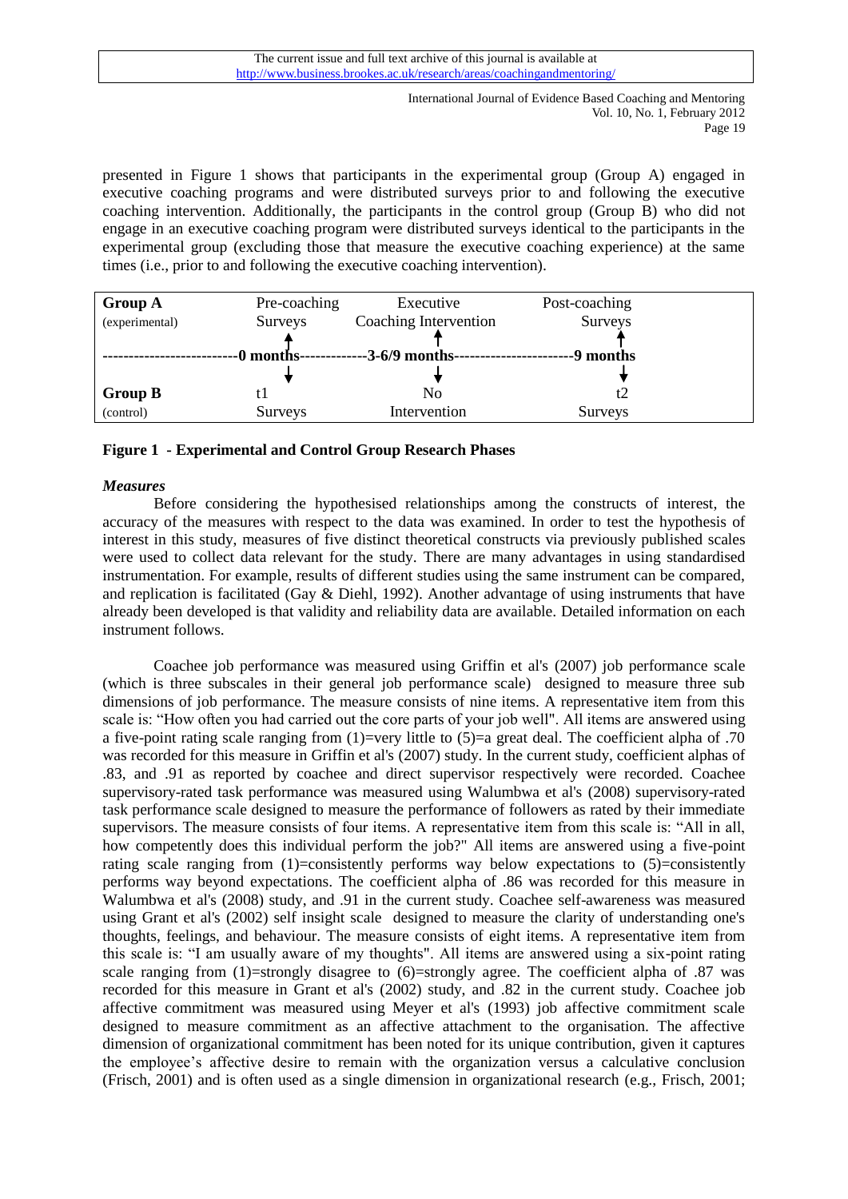presented in Figure 1 shows that participants in the experimental group (Group A) engaged in executive coaching programs and were distributed surveys prior to and following the executive coaching intervention. Additionally, the participants in the control group (Group B) who did not engage in an executive coaching program were distributed surveys identical to the participants in the experimental group (excluding those that measure the executive coaching experience) at the same times (i.e., prior to and following the executive coaching intervention).

| | 0 months | 3-6/9 months | 9 months |
|---|---|---|---|
| **Group A** (experimental) | Pre-coaching Surveys | Executive Coaching Intervention | Post-coaching Surveys |
| **Group B** (control) | t1 Surveys | No Intervention | t2 Surveys |

**Figure 1 - Experimental and Control Group Research Phases**

### *Measures*

Before considering the hypothesised relationships among the constructs of interest, the accuracy of the measures with respect to the data was examined. In order to test the hypothesis of interest in this study, measures of five distinct theoretical constructs via previously published scales were used to collect data relevant for the study. There are many advantages in using standardised instrumentation. For example, results of different studies using the same instrument can be compared, and replication is facilitated (Gay & Diehl, 1992). Another advantage of using instruments that have already been developed is that validity and reliability data are available. Detailed information on each instrument follows.

Coachee job performance was measured using Griffin et al's (2007) job performance scale (which is three subscales in their general job performance scale) designed to measure three sub dimensions of job performance. The measure consists of nine items. A representative item from this scale is: "How often you had carried out the core parts of your job well". All items are answered using a five-point rating scale ranging from (1)=very little to (5)=a great deal. The coefficient alpha of .70 was recorded for this measure in Griffin et al's (2007) study. In the current study, coefficient alphas of .83, and .91 as reported by coachee and direct supervisor respectively were recorded. Coachee supervisory-rated task performance was measured using Walumbwa et al's (2008) supervisory-rated task performance scale designed to measure the performance of followers as rated by their immediate supervisors. The measure consists of four items. A representative item from this scale is: "All in all, how competently does this individual perform the job?" All items are answered using a five-point rating scale ranging from (1)=consistently performs way below expectations to (5)=consistently performs way beyond expectations. The coefficient alpha of .86 was recorded for this measure in Walumbwa et al's (2008) study, and .91 in the current study. Coachee self-awareness was measured using Grant et al's (2002) self insight scale designed to measure the clarity of understanding one's thoughts, feelings, and behaviour. The measure consists of eight items. A representative item from this scale is: "I am usually aware of my thoughts". All items are answered using a six-point rating scale ranging from (1)=strongly disagree to (6)=strongly agree. The coefficient alpha of .87 was recorded for this measure in Grant et al's (2002) study, and .82 in the current study. Coachee job affective commitment was measured using Meyer et al's (1993) job affective commitment scale designed to measure commitment as an affective attachment to the organisation. The affective dimension of organizational commitment has been noted for its unique contribution, given it captures the employee's affective desire to remain with the organization versus a calculative conclusion (Frisch, 2001) and is often used as a single dimension in organizational research (e.g., Frisch, 2001;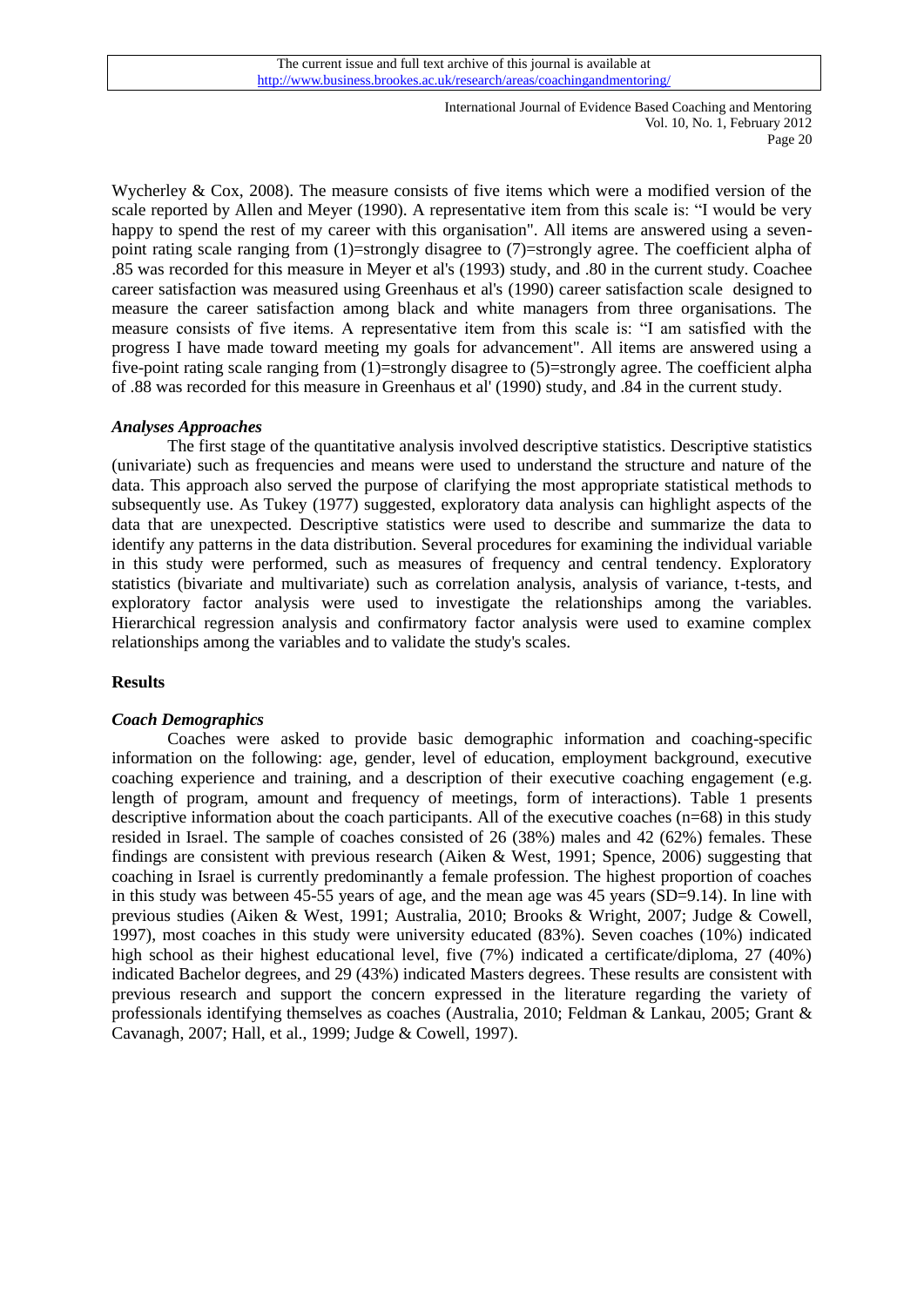Wycherley & Cox, 2008). The measure consists of five items which were a modified version of the scale reported by Allen and Meyer (1990). A representative item from this scale is: "I would be very happy to spend the rest of my career with this organisation". All items are answered using a seven-point rating scale ranging from (1)=strongly disagree to (7)=strongly agree. The coefficient alpha of .85 was recorded for this measure in Meyer et al's (1993) study, and .80 in the current study. Coachee career satisfaction was measured using Greenhaus et al's (1990) career satisfaction scale designed to measure the career satisfaction among black and white managers from three organisations. The measure consists of five items. A representative item from this scale is: "I am satisfied with the progress I have made toward meeting my goals for advancement". All items are answered using a five-point rating scale ranging from (1)=strongly disagree to (5)=strongly agree. The coefficient alpha of .88 was recorded for this measure in Greenhaus et al' (1990) study, and .84 in the current study.

### *Analyses Approaches*

The first stage of the quantitative analysis involved descriptive statistics. Descriptive statistics (univariate) such as frequencies and means were used to understand the structure and nature of the data. This approach also served the purpose of clarifying the most appropriate statistical methods to subsequently use. As Tukey (1977) suggested, exploratory data analysis can highlight aspects of the data that are unexpected. Descriptive statistics were used to describe and summarize the data to identify any patterns in the data distribution. Several procedures for examining the individual variable in this study were performed, such as measures of frequency and central tendency. Exploratory statistics (bivariate and multivariate) such as correlation analysis, analysis of variance, t-tests, and exploratory factor analysis were used to investigate the relationships among the variables. Hierarchical regression analysis and confirmatory factor analysis were used to examine complex relationships among the variables and to validate the study's scales.

## Results

### *Coach Demographics*

Coaches were asked to provide basic demographic information and coaching-specific information on the following: age, gender, level of education, employment background, executive coaching experience and training, and a description of their executive coaching engagement (e.g. length of program, amount and frequency of meetings, form of interactions). Table 1 presents descriptive information about the coach participants. All of the executive coaches (n=68) in this study resided in Israel. The sample of coaches consisted of 26 (38%) males and 42 (62%) females. These findings are consistent with previous research (Aiken & West, 1991; Spence, 2006) suggesting that coaching in Israel is currently predominantly a female profession. The highest proportion of coaches in this study was between 45-55 years of age, and the mean age was 45 years (SD=9.14). In line with previous studies (Aiken & West, 1991; Australia, 2010; Brooks & Wright, 2007; Judge & Cowell, 1997), most coaches in this study were university educated (83%). Seven coaches (10%) indicated high school as their highest educational level, five (7%) indicated a certificate/diploma, 27 (40%) indicated Bachelor degrees, and 29 (43%) indicated Masters degrees. These results are consistent with previous research and support the concern expressed in the literature regarding the variety of professionals identifying themselves as coaches (Australia, 2010; Feldman & Lankau, 2005; Grant & Cavanagh, 2007; Hall, et al., 1999; Judge & Cowell, 1997).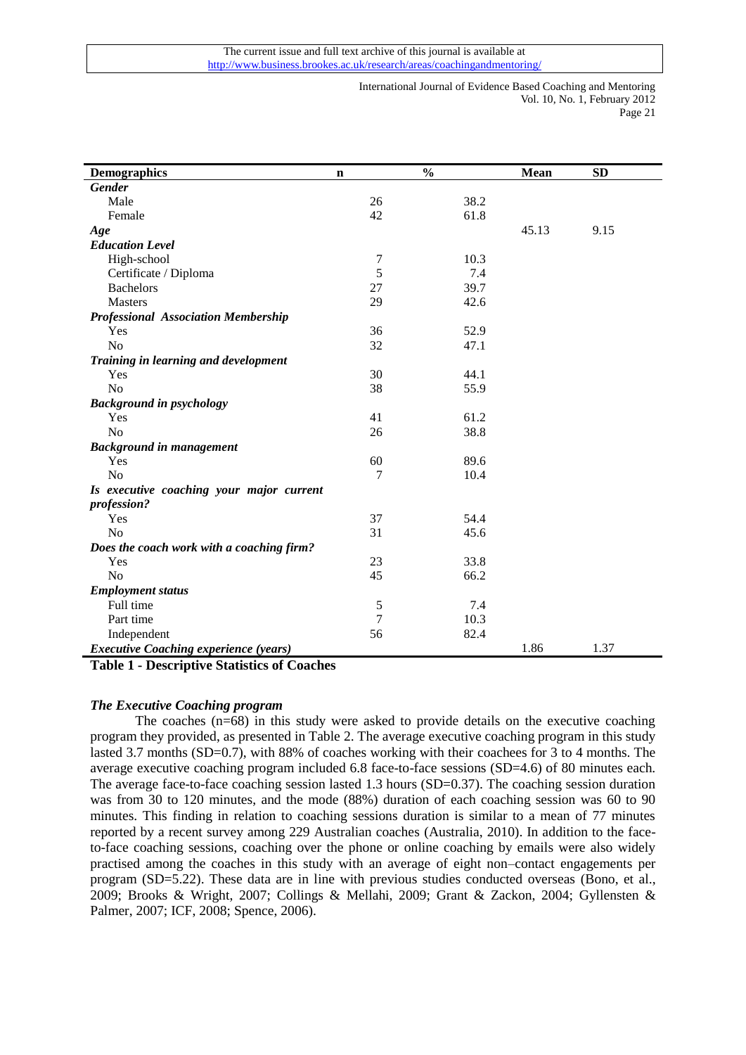| Demographics | n | % | Mean | SD |
|---|---|---|---|---|
| ***Gender*** | | | | |
| Male | 26 | 38.2 | | |
| Female | 42 | 61.8 | | |
| ***Age*** | | | 45.13 | 9.15 |
| ***Education Level*** | | | | |
| High-school | 7 | 10.3 | | |
| Certificate / Diploma | 5 | 7.4 | | |
| Bachelors | 27 | 39.7 | | |
| Masters | 29 | 42.6 | | |
| ***Professional Association Membership*** | | | | |
| Yes | 36 | 52.9 | | |
| No | 32 | 47.1 | | |
| ***Training in learning and development*** | | | | |
| Yes | 30 | 44.1 | | |
| No | 38 | 55.9 | | |
| ***Background in psychology*** | | | | |
| Yes | 41 | 61.2 | | |
| No | 26 | 38.8 | | |
| ***Background in management*** | | | | |
| Yes | 60 | 89.6 | | |
| No | 7 | 10.4 | | |
| ***Is executive coaching your major current profession?*** | | | | |
| Yes | 37 | 54.4 | | |
| No | 31 | 45.6 | | |
| ***Does the coach work with a coaching firm?*** | | | | |
| Yes | 23 | 33.8 | | |
| No | 45 | 66.2 | | |
| ***Employment status*** | | | | |
| Full time | 5 | 7.4 | | |
| Part time | 7 | 10.3 | | |
| Independent | 56 | 82.4 | | |
| ***Executive Coaching experience (years)*** | | | 1.86 | 1.37 |

**Table 1 - Descriptive Statistics of Coaches**

### *The Executive Coaching program*

The coaches (n=68) in this study were asked to provide details on the executive coaching program they provided, as presented in Table 2. The average executive coaching program in this study lasted 3.7 months (SD=0.7), with 88% of coaches working with their coachees for 3 to 4 months. The average executive coaching program included 6.8 face-to-face sessions (SD=4.6) of 80 minutes each. The average face-to-face coaching session lasted 1.3 hours (SD=0.37). The coaching session duration was from 30 to 120 minutes, and the mode (88%) duration of each coaching session was 60 to 90 minutes. This finding in relation to coaching sessions duration is similar to a mean of 77 minutes reported by a recent survey among 229 Australian coaches (Australia, 2010). In addition to the face-to-face coaching sessions, coaching over the phone or online coaching by emails were also widely practised among the coaches in this study with an average of eight non–contact engagements per program (SD=5.22). These data are in line with previous studies conducted overseas (Bono, et al., 2009; Brooks & Wright, 2007; Collings & Mellahi, 2009; Grant & Zackon, 2004; Gyllensten & Palmer, 2007; ICF, 2008; Spence, 2006).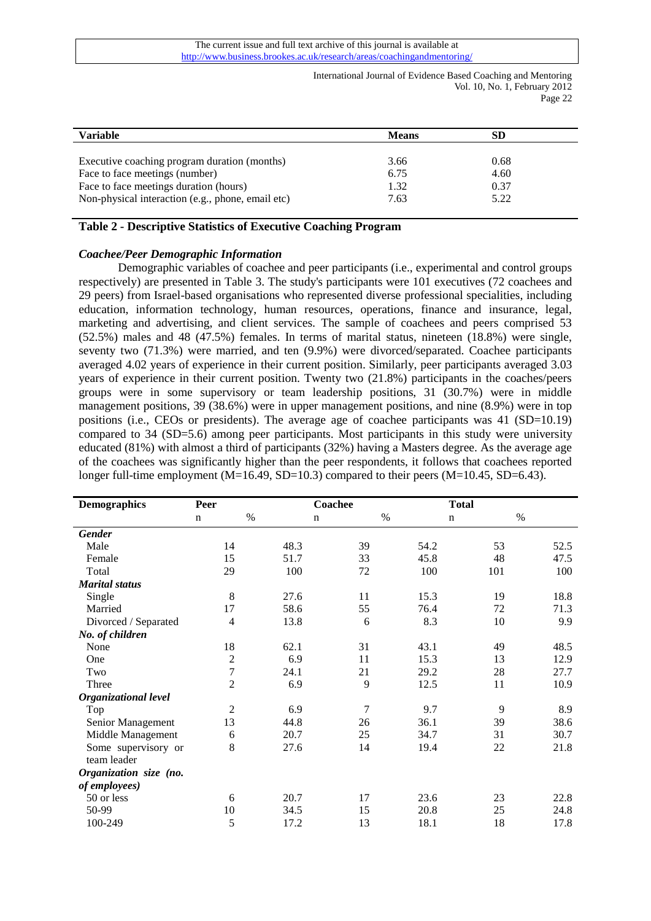| Variable | Means | SD |
|---|---|---|
| Executive coaching program duration (months) | 3.66 | 0.68 |
| Face to face meetings (number) | 6.75 | 4.60 |
| Face to face meetings duration (hours) | 1.32 | 0.37 |
| Non-physical interaction (e.g., phone, email etc) | 7.63 | 5.22 |

**Table 2 - Descriptive Statistics of Executive Coaching Program**

### *Coachee/Peer Demographic Information*

Demographic variables of coachee and peer participants (i.e., experimental and control groups respectively) are presented in Table 3. The study's participants were 101 executives (72 coachees and 29 peers) from Israel-based organisations who represented diverse professional specialities, including education, information technology, human resources, operations, finance and insurance, legal, marketing and advertising, and client services. The sample of coachees and peers comprised 53 (52.5%) males and 48 (47.5%) females. In terms of marital status, nineteen (18.8%) were single, seventy two (71.3%) were married, and ten (9.9%) were divorced/separated. Coachee participants averaged 4.02 years of experience in their current position. Similarly, peer participants averaged 3.03 years of experience in their current position. Twenty two (21.8%) participants in the coaches/peers groups were in some supervisory or team leadership positions, 31 (30.7%) were in middle management positions, 39 (38.6%) were in upper management positions, and nine (8.9%) were in top positions (i.e., CEOs or presidents). The average age of coachee participants was 41 (SD=10.19) compared to 34 (SD=5.6) among peer participants. Most participants in this study were university educated (81%) with almost a third of participants (32%) having a Masters degree. As the average age of the coachees was significantly higher than the peer respondents, it follows that coachees reported longer full-time employment (M=16.49, SD=10.3) compared to their peers (M=10.45, SD=6.43).

| Demographics | Peer | | Coachee | | Total | |
|---|---|---|---|---|---|---|
| | n | % | n | % | n | % |
| ***Gender*** | | | | | | |
| Male | 14 | 48.3 | 39 | 54.2 | 53 | 52.5 |
| Female | 15 | 51.7 | 33 | 45.8 | 48 | 47.5 |
| Total | 29 | 100 | 72 | 100 | 101 | 100 |
| ***Marital status*** | | | | | | |
| Single | 8 | 27.6 | 11 | 15.3 | 19 | 18.8 |
| Married | 17 | 58.6 | 55 | 76.4 | 72 | 71.3 |
| Divorced / Separated | 4 | 13.8 | 6 | 8.3 | 10 | 9.9 |
| ***No. of children*** | | | | | | |
| None | 18 | 62.1 | 31 | 43.1 | 49 | 48.5 |
| One | 2 | 6.9 | 11 | 15.3 | 13 | 12.9 |
| Two | 7 | 24.1 | 21 | 29.2 | 28 | 27.7 |
| Three | 2 | 6.9 | 9 | 12.5 | 11 | 10.9 |
| ***Organizational level*** | | | | | | |
| Top | 2 | 6.9 | 7 | 9.7 | 9 | 8.9 |
| Senior Management | 13 | 44.8 | 26 | 36.1 | 39 | 38.6 |
| Middle Management | 6 | 20.7 | 25 | 34.7 | 31 | 30.7 |
| Some supervisory or team leader | 8 | 27.6 | 14 | 19.4 | 22 | 21.8 |
| ***Organization size (no. of employees)*** | | | | | | |
| 50 or less | 6 | 20.7 | 17 | 23.6 | 23 | 22.8 |
| 50-99 | 10 | 34.5 | 15 | 20.8 | 25 | 24.8 |
| 100-249 | 5 | 17.2 | 13 | 18.1 | 18 | 17.8 |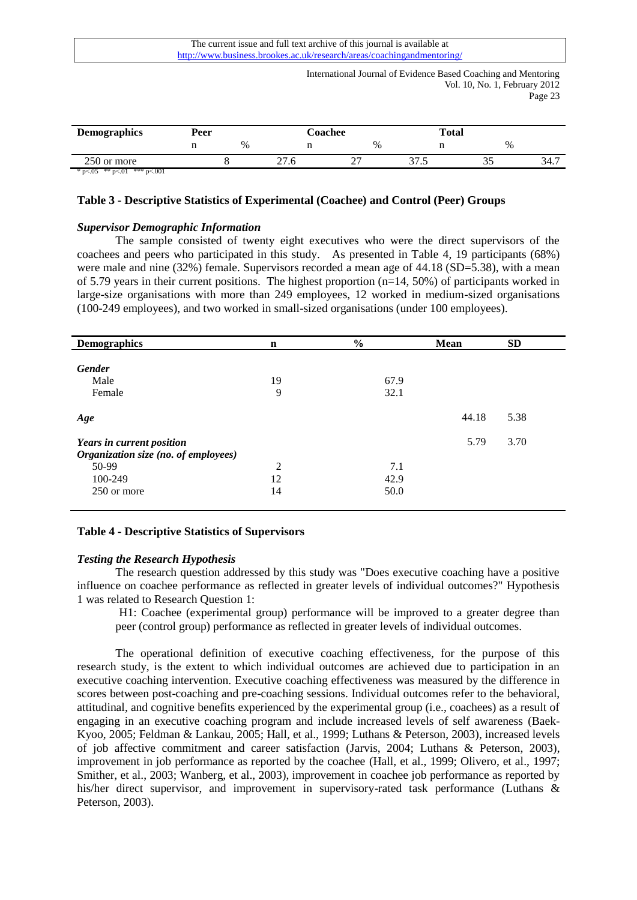| Demographics | Peer | | Coachee | | Total | |
|---|---|---|---|---|---|---|
| | n | % | n | % | n | % |
| 250 or more | 8 | 27.6 | 27 | 37.5 | 35 | 34.7 |

* p<.05 ** p<.01 *** p<.001

**Table 3 - Descriptive Statistics of Experimental (Coachee) and Control (Peer) Groups**

### *Supervisor Demographic Information*

The sample consisted of twenty eight executives who were the direct supervisors of the coachees and peers who participated in this study. As presented in Table 4, 19 participants (68%) were male and nine (32%) female. Supervisors recorded a mean age of 44.18 (SD=5.38), with a mean of 5.79 years in their current positions. The highest proportion (n=14, 50%) of participants worked in large-size organisations with more than 249 employees, 12 worked in medium-sized organisations (100-249 employees), and two worked in small-sized organisations (under 100 employees).

| Demographics | n | % | Mean | SD |
|---|---|---|---|---|
| ***Gender*** | | | | |
| Male | 19 | 67.9 | | |
| Female | 9 | 32.1 | | |
| ***Age*** | | | 44.18 | 5.38 |
| ***Years in current position*** | | | 5.79 | 3.70 |
| ***Organization size (no. of employees)*** | | | | |
| 50-99 | 2 | 7.1 | | |
| 100-249 | 12 | 42.9 | | |
| 250 or more | 14 | 50.0 | | |

**Table 4 - Descriptive Statistics of Supervisors**

### *Testing the Research Hypothesis*

The research question addressed by this study was "Does executive coaching have a positive influence on coachee performance as reflected in greater levels of individual outcomes?" Hypothesis 1 was related to Research Question 1:

H1: Coachee (experimental group) performance will be improved to a greater degree than peer (control group) performance as reflected in greater levels of individual outcomes.

The operational definition of executive coaching effectiveness, for the purpose of this research study, is the extent to which individual outcomes are achieved due to participation in an executive coaching intervention. Executive coaching effectiveness was measured by the difference in scores between post-coaching and pre-coaching sessions. Individual outcomes refer to the behavioral, attitudinal, and cognitive benefits experienced by the experimental group (i.e., coachees) as a result of engaging in an executive coaching program and include increased levels of self awareness (Baek-Kyoo, 2005; Feldman & Lankau, 2005; Hall, et al., 1999; Luthans & Peterson, 2003), increased levels of job affective commitment and career satisfaction (Jarvis, 2004; Luthans & Peterson, 2003), improvement in job performance as reported by the coachee (Hall, et al., 1999; Olivero, et al., 1997; Smither, et al., 2003; Wanberg, et al., 2003), improvement in coachee job performance as reported by his/her direct supervisor, and improvement in supervisory-rated task performance (Luthans & Peterson, 2003).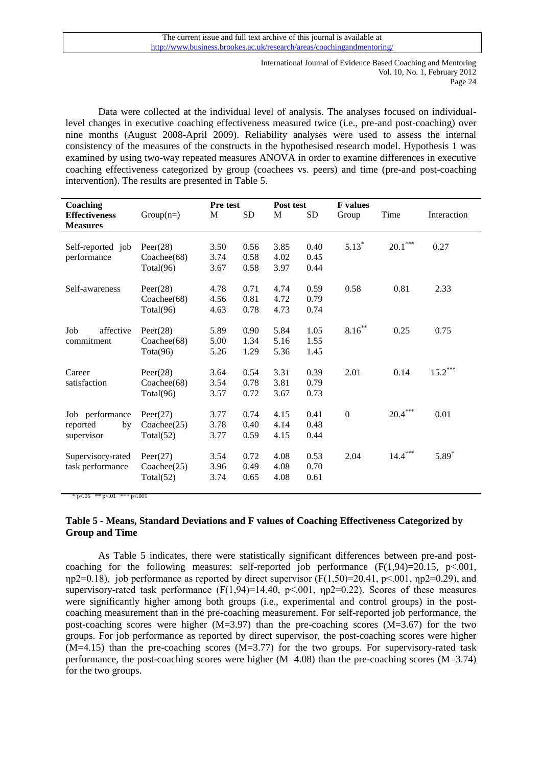Data were collected at the individual level of analysis. The analyses focused on individual-level changes in executive coaching effectiveness measured twice (i.e., pre-and post-coaching) over nine months (August 2008-April 2009). Reliability analyses were used to assess the internal consistency of the measures of the constructs in the hypothesised research model. Hypothesis 1 was examined by using two-way repeated measures ANOVA in order to examine differences in executive coaching effectiveness categorized by group (coachees vs. peers) and time (pre-and post-coaching intervention). The results are presented in Table 5.

| Coaching Effectiveness Measures | Group(n=) | Pre test M | Pre test SD | Post test M | Post test SD | F values Group | F values Time | F values Interaction |
|---|---|---|---|---|---|---|---|---|
| Self-reported job performance | Peer(28) | 3.50 | 0.56 | 3.85 | 0.40 | $5.13^{*}$ | $20.1^{***}$ | 0.27 |
| | Coachee(68) | 3.74 | 0.58 | 4.02 | 0.45 | | | |
| | Total(96) | 3.67 | 0.58 | 3.97 | 0.44 | | | |
| Self-awareness | Peer(28) | 4.78 | 0.71 | 4.74 | 0.59 | 0.58 | 0.81 | 2.33 |
| | Coachee(68) | 4.56 | 0.81 | 4.72 | 0.79 | | | |
| | Total(96) | 4.63 | 0.78 | 4.73 | 0.74 | | | |
| Job affective commitment | Peer(28) | 5.89 | 0.90 | 5.84 | 1.05 | $8.16^{**}$ | 0.25 | 0.75 |
| | Coachee(68) | 5.00 | 1.34 | 5.16 | 1.55 | | | |
| | Tota(96) | 5.26 | 1.29 | 5.36 | 1.45 | | | |
| Career satisfaction | Peer(28) | 3.64 | 0.54 | 3.31 | 0.39 | 2.01 | 0.14 | $15.2^{***}$ |
| | Coachee(68) | 3.54 | 0.78 | 3.81 | 0.79 | | | |
| | Total(96) | 3.57 | 0.72 | 3.67 | 0.73 | | | |
| Job performance reported by supervisor | Peer(27) | 3.77 | 0.74 | 4.15 | 0.41 | 0 | $20.4^{***}$ | 0.01 |
| | Coachee(25) | 3.78 | 0.40 | 4.14 | 0.48 | | | |
| | Total(52) | 3.77 | 0.59 | 4.15 | 0.44 | | | |
| Supervisory-rated task performance | Peer(27) | 3.54 | 0.72 | 4.08 | 0.53 | 2.04 | $14.4^{***}$ | $5.89^{*}$ |
| | Coachee(25) | 3.96 | 0.49 | 4.08 | 0.70 | | | |
| | Total(52) | 3.74 | 0.65 | 4.08 | 0.61 | | | |

\* p<.05 ** p<.01 *** p<.001

**Table 5 - Means, Standard Deviations and F values of Coaching Effectiveness Categorized by Group and Time**

As Table 5 indicates, there were statistically significant differences between pre-and post-coaching for the following measures: self-reported job performance ($F(1,94)=20.15$, $p<.001$, $\eta p2=0.18$), job performance as reported by direct supervisor ($F(1,50)=20.41$, $p<.001$, $\eta p2=0.29$), and supervisory-rated task performance ($F(1,94)=14.40$, $p<.001$, $\eta p2=0.22$). Scores of these measures were significantly higher among both groups (i.e., experimental and control groups) in the post-coaching measurement than in the pre-coaching measurement. For self-reported job performance, the post-coaching scores were higher (M=3.97) than the pre-coaching scores (M=3.67) for the two groups. For job performance as reported by direct supervisor, the post-coaching scores were higher (M=4.15) than the pre-coaching scores (M=3.77) for the two groups. For supervisory-rated task performance, the post-coaching scores were higher (M=4.08) than the pre-coaching scores (M=3.74) for the two groups.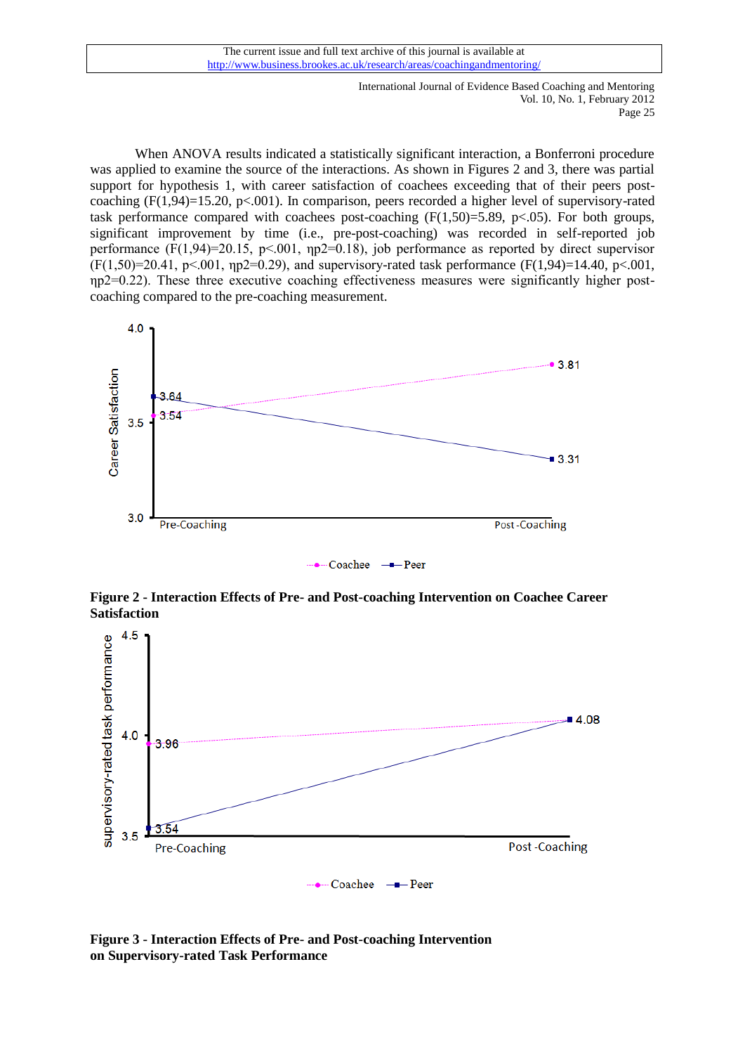When ANOVA results indicated a statistically significant interaction, a Bonferroni procedure was applied to examine the source of the interactions. As shown in Figures 2 and 3, there was partial support for hypothesis 1, with career satisfaction of coachees exceeding that of their peers post-coaching ($F(1,94)=15.20$, $p<.001$). In comparison, peers recorded a higher level of supervisory-rated task performance compared with coachees post-coaching ($F(1,50)=5.89$, $p<.05$). For both groups, significant improvement by time (i.e., pre-post-coaching) was recorded in self-reported job performance ($F(1,94)=20.15$, $p<.001$, $\eta p2=0.18$), job performance as reported by direct supervisor ($F(1,50)=20.41$, $p<.001$, $\eta p2=0.29$), and supervisory-rated task performance ($F(1,94)=14.40$, $p<.001$, $\eta p2=0.22$). These three executive coaching effectiveness measures were significantly higher post-coaching compared to the pre-coaching measurement.

**Figure 2 - Interaction Effects of Pre- and Post-coaching Intervention on Coachee Career Satisfaction**

**Figure 3 - Interaction Effects of Pre- and Post-coaching Intervention on Supervisory-rated Task Performance**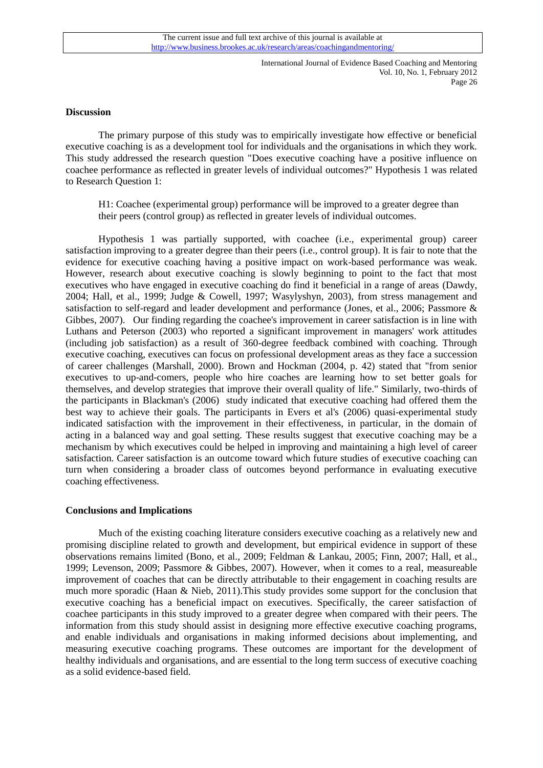## Discussion

The primary purpose of this study was to empirically investigate how effective or beneficial executive coaching is as a development tool for individuals and the organisations in which they work. This study addressed the research question "Does executive coaching have a positive influence on coachee performance as reflected in greater levels of individual outcomes?" Hypothesis 1 was related to Research Question 1:

> H1: Coachee (experimental group) performance will be improved to a greater degree than their peers (control group) as reflected in greater levels of individual outcomes.

Hypothesis 1 was partially supported, with coachee (i.e., experimental group) career satisfaction improving to a greater degree than their peers (i.e., control group). It is fair to note that the evidence for executive coaching having a positive impact on work-based performance was weak. However, research about executive coaching is slowly beginning to point to the fact that most executives who have engaged in executive coaching do find it beneficial in a range of areas (Dawdy, 2004; Hall, et al., 1999; Judge & Cowell, 1997; Wasylyshyn, 2003), from stress management and satisfaction to self-regard and leader development and performance (Jones, et al., 2006; Passmore & Gibbes, 2007). Our finding regarding the coachee's improvement in career satisfaction is in line with Luthans and Peterson (2003) who reported a significant improvement in managers' work attitudes (including job satisfaction) as a result of 360-degree feedback combined with coaching. Through executive coaching, executives can focus on professional development areas as they face a succession of career challenges (Marshall, 2000). Brown and Hockman (2004, p. 42) stated that "from senior executives to up-and-comers, people who hire coaches are learning how to set better goals for themselves, and develop strategies that improve their overall quality of life." Similarly, two-thirds of the participants in Blackman's (2006) study indicated that executive coaching had offered them the best way to achieve their goals. The participants in Evers et al's (2006) quasi-experimental study indicated satisfaction with the improvement in their effectiveness, in particular, in the domain of acting in a balanced way and goal setting. These results suggest that executive coaching may be a mechanism by which executives could be helped in improving and maintaining a high level of career satisfaction. Career satisfaction is an outcome toward which future studies of executive coaching can turn when considering a broader class of outcomes beyond performance in evaluating executive coaching effectiveness.

## Conclusions and Implications

Much of the existing coaching literature considers executive coaching as a relatively new and promising discipline related to growth and development, but empirical evidence in support of these observations remains limited (Bono, et al., 2009; Feldman & Lankau, 2005; Finn, 2007; Hall, et al., 1999; Levenson, 2009; Passmore & Gibbes, 2007). However, when it comes to a real, measureable improvement of coaches that can be directly attributable to their engagement in coaching results are much more sporadic (Haan & Nieb, 2011).This study provides some support for the conclusion that executive coaching has a beneficial impact on executives. Specifically, the career satisfaction of coachee participants in this study improved to a greater degree when compared with their peers. The information from this study should assist in designing more effective executive coaching programs, and enable individuals and organisations in making informed decisions about implementing, and measuring executive coaching programs. These outcomes are important for the development of healthy individuals and organisations, and are essential to the long term success of executive coaching as a solid evidence-based field.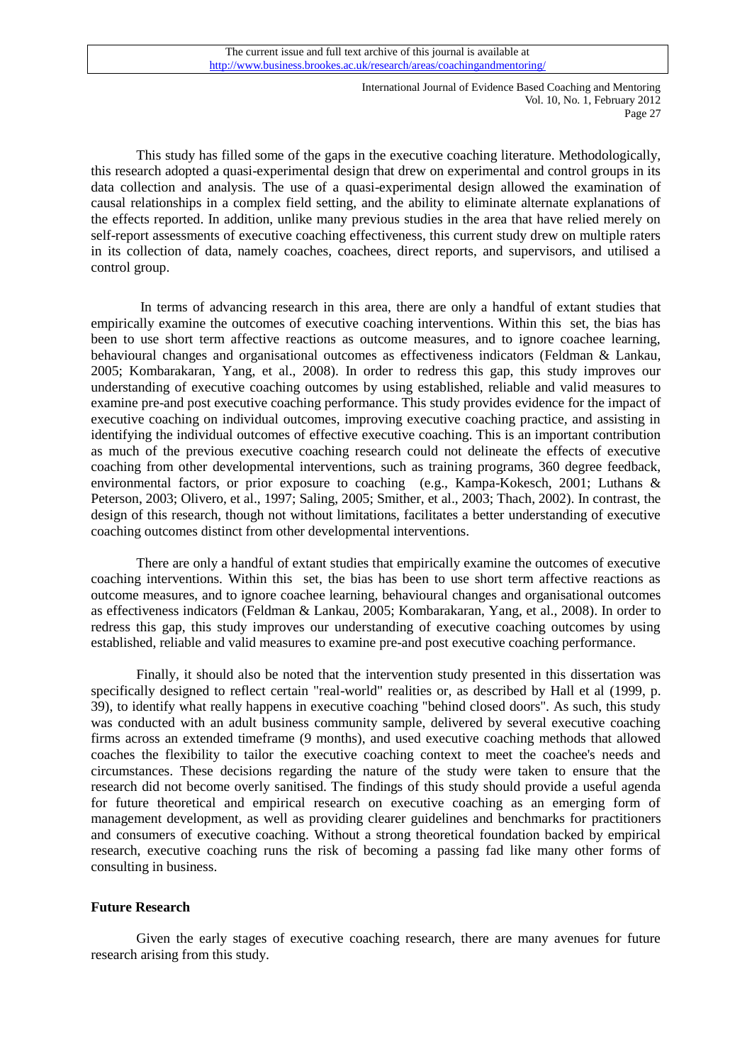This study has filled some of the gaps in the executive coaching literature. Methodologically, this research adopted a quasi-experimental design that drew on experimental and control groups in its data collection and analysis. The use of a quasi-experimental design allowed the examination of causal relationships in a complex field setting, and the ability to eliminate alternate explanations of the effects reported. In addition, unlike many previous studies in the area that have relied merely on self-report assessments of executive coaching effectiveness, this current study drew on multiple raters in its collection of data, namely coaches, coachees, direct reports, and supervisors, and utilised a control group.

In terms of advancing research in this area, there are only a handful of extant studies that empirically examine the outcomes of executive coaching interventions. Within this set, the bias has been to use short term affective reactions as outcome measures, and to ignore coachee learning, behavioural changes and organisational outcomes as effectiveness indicators (Feldman & Lankau, 2005; Kombarakaran, Yang, et al., 2008). In order to redress this gap, this study improves our understanding of executive coaching outcomes by using established, reliable and valid measures to examine pre-and post executive coaching performance. This study provides evidence for the impact of executive coaching on individual outcomes, improving executive coaching practice, and assisting in identifying the individual outcomes of effective executive coaching. This is an important contribution as much of the previous executive coaching research could not delineate the effects of executive coaching from other developmental interventions, such as training programs, 360 degree feedback, environmental factors, or prior exposure to coaching (e.g., Kampa-Kokesch, 2001; Luthans & Peterson, 2003; Olivero, et al., 1997; Saling, 2005; Smither, et al., 2003; Thach, 2002). In contrast, the design of this research, though not without limitations, facilitates a better understanding of executive coaching outcomes distinct from other developmental interventions.

There are only a handful of extant studies that empirically examine the outcomes of executive coaching interventions. Within this set, the bias has been to use short term affective reactions as outcome measures, and to ignore coachee learning, behavioural changes and organisational outcomes as effectiveness indicators (Feldman & Lankau, 2005; Kombarakaran, Yang, et al., 2008). In order to redress this gap, this study improves our understanding of executive coaching outcomes by using established, reliable and valid measures to examine pre-and post executive coaching performance.

Finally, it should also be noted that the intervention study presented in this dissertation was specifically designed to reflect certain "real-world" realities or, as described by Hall et al (1999, p. 39), to identify what really happens in executive coaching "behind closed doors". As such, this study was conducted with an adult business community sample, delivered by several executive coaching firms across an extended timeframe (9 months), and used executive coaching methods that allowed coaches the flexibility to tailor the executive coaching context to meet the coachee's needs and circumstances. These decisions regarding the nature of the study were taken to ensure that the research did not become overly sanitised. The findings of this study should provide a useful agenda for future theoretical and empirical research on executive coaching as an emerging form of management development, as well as providing clearer guidelines and benchmarks for practitioners and consumers of executive coaching. Without a strong theoretical foundation backed by empirical research, executive coaching runs the risk of becoming a passing fad like many other forms of consulting in business.

## Future Research

Given the early stages of executive coaching research, there are many avenues for future research arising from this study.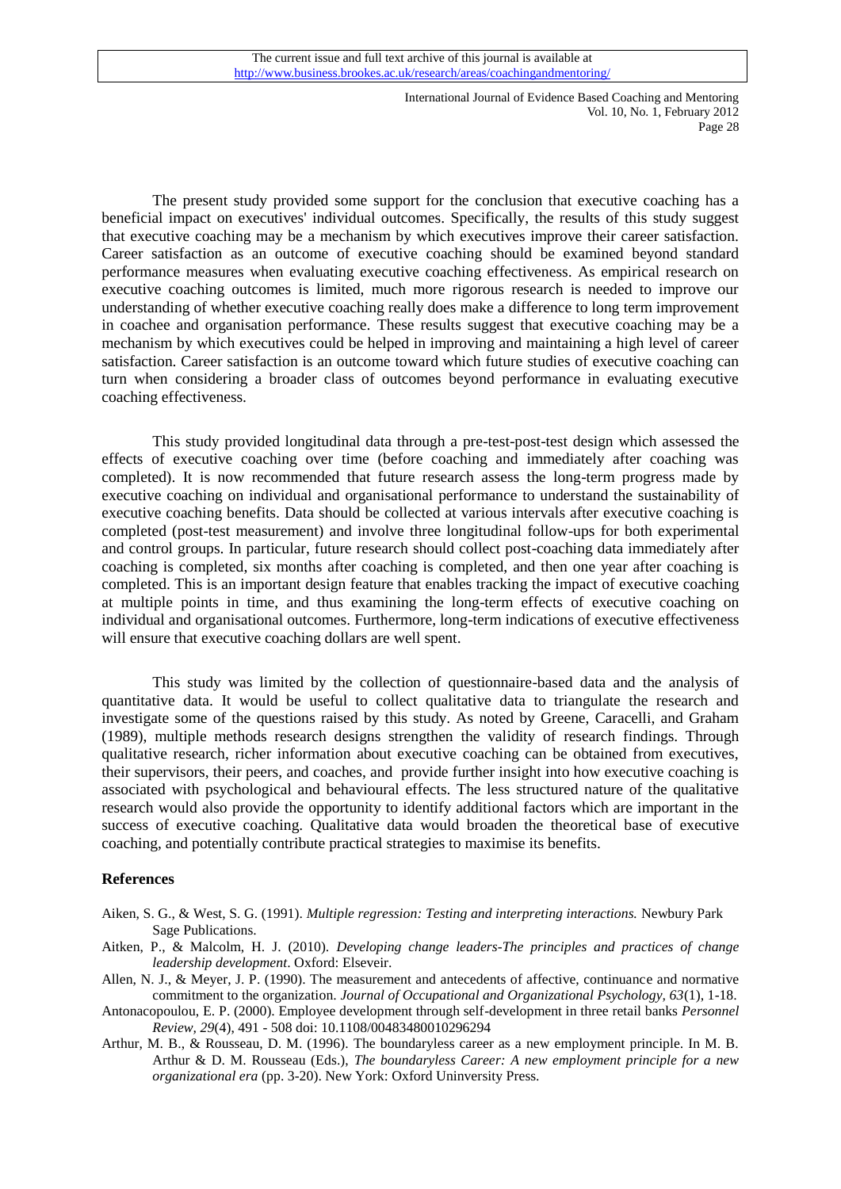The present study provided some support for the conclusion that executive coaching has a beneficial impact on executives' individual outcomes. Specifically, the results of this study suggest that executive coaching may be a mechanism by which executives improve their career satisfaction. Career satisfaction as an outcome of executive coaching should be examined beyond standard performance measures when evaluating executive coaching effectiveness. As empirical research on executive coaching outcomes is limited, much more rigorous research is needed to improve our understanding of whether executive coaching really does make a difference to long term improvement in coachee and organisation performance. These results suggest that executive coaching may be a mechanism by which executives could be helped in improving and maintaining a high level of career satisfaction. Career satisfaction is an outcome toward which future studies of executive coaching can turn when considering a broader class of outcomes beyond performance in evaluating executive coaching effectiveness.

This study provided longitudinal data through a pre-test-post-test design which assessed the effects of executive coaching over time (before coaching and immediately after coaching was completed). It is now recommended that future research assess the long-term progress made by executive coaching on individual and organisational performance to understand the sustainability of executive coaching benefits. Data should be collected at various intervals after executive coaching is completed (post-test measurement) and involve three longitudinal follow-ups for both experimental and control groups. In particular, future research should collect post-coaching data immediately after coaching is completed, six months after coaching is completed, and then one year after coaching is completed. This is an important design feature that enables tracking the impact of executive coaching at multiple points in time, and thus examining the long-term effects of executive coaching on individual and organisational outcomes. Furthermore, long-term indications of executive effectiveness will ensure that executive coaching dollars are well spent.

This study was limited by the collection of questionnaire-based data and the analysis of quantitative data. It would be useful to collect qualitative data to triangulate the research and investigate some of the questions raised by this study. As noted by Greene, Caracelli, and Graham (1989), multiple methods research designs strengthen the validity of research findings. Through qualitative research, richer information about executive coaching can be obtained from executives, their supervisors, their peers, and coaches, and provide further insight into how executive coaching is associated with psychological and behavioural effects. The less structured nature of the qualitative research would also provide the opportunity to identify additional factors which are important in the success of executive coaching. Qualitative data would broaden the theoretical base of executive coaching, and potentially contribute practical strategies to maximise its benefits.

## References

Aiken, S. G., & West, S. G. (1991). *Multiple regression: Testing and interpreting interactions.* Newbury Park Sage Publications.

Aitken, P., & Malcolm, H. J. (2010). *Developing change leaders-The principles and practices of change leadership development*. Oxford: Elseveir.

Allen, N. J., & Meyer, J. P. (1990). The measurement and antecedents of affective, continuance and normative commitment to the organization. *Journal of Occupational and Organizational Psychology, 63*(1), 1-18.

Antonacopoulou, E. P. (2000). Employee development through self-development in three retail banks *Personnel Review, 29*(4), 491 - 508 doi: 10.1108/00483480010296294

Arthur, M. B., & Rousseau, D. M. (1996). The boundaryless career as a new employment principle. In M. B. Arthur & D. M. Rousseau (Eds.), *The boundaryless Career: A new employment principle for a new organizational era* (pp. 3-20). New York: Oxford Uninversity Press.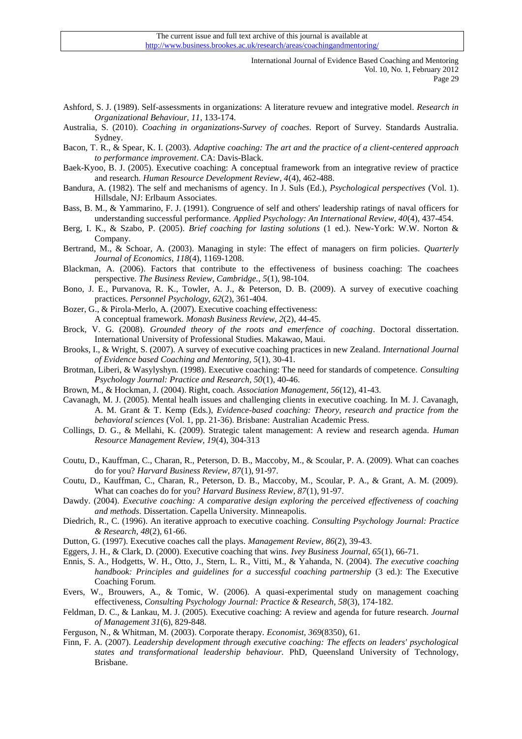Ashford, S. J. (1989). Self-assessments in organizations: A literature revuew and integrative model. *Research in Organizational Behaviour, 11*, 133-174.

Australia, S. (2010). *Coaching in organizations-Survey of coaches*. Report of Survey. Standards Australia. Sydney.

Bacon, T. R., & Spear, K. I. (2003). *Adaptive coaching: The art and the practice of a client-centered approach to performance improvement*. CA: Davis-Black.

Baek-Kyoo, B. J. (2005). Executive coaching: A conceptual framework from an integrative review of practice and research. *Human Resource Development Review, 4*(4), 462-488.

Bandura, A. (1982). The self and mechanisms of agency. In J. Suls (Ed.), *Psychological perspectives* (Vol. 1). Hillsdale, NJ: Erlbaum Associates.

Bass, B. M., & Yammarino, F. J. (1991). Congruence of self and others' leadership ratings of naval officers for understanding successful performance. *Applied Psychology: An International Review, 40*(4), 437-454.

Berg, I. K., & Szabo, P. (2005). *Brief coaching for lasting solutions* (1 ed.). New-York: W.W. Norton & Company.

Bertrand, M., & Schoar, A. (2003). Managing in style: The effect of managers on firm policies. *Quarterly Journal of Economics, 118*(4), 1169-1208.

Blackman, A. (2006). Factors that contribute to the effectiveness of business coaching: The coachees perspective. *The Business Review, Cambridge., 5*(1), 98-104.

Bono, J. E., Purvanova, R. K., Towler, A. J., & Peterson, D. B. (2009). A survey of executive coaching practices. *Personnel Psychology, 62*(2), 361-404.

Bozer, G., & Pirola-Merlo, A. (2007). Executive coaching effectiveness: A conceptual framework. *Monash Business Review, 2*(2), 44-45.

Brock, V. G. (2008). *Grounded theory of the roots and emerfence of coaching*. Doctoral dissertation. International University of Professional Studies. Makawao, Maui.

Brooks, I., & Wright, S. (2007). A survey of executive coaching practices in new Zealand. *International Journal of Evidence based Coaching and Mentoring, 5*(1), 30-41.

Brotman, Liberi, & Wasylyshyn. (1998). Executive coaching: The need for standards of competence. *Consulting Psychology Journal: Practice and Research, 50*(1), 40-46.

Brown, M., & Hockman, J. (2004). Right, coach. *Association Management, 56*(12), 41-43.

Cavanagh, M. J. (2005). Mental healh issues and challenging clients in executive coaching. In M. J. Cavanagh, A. M. Grant & T. Kemp (Eds.), *Evidence-based coaching: Theory, research and practice from the behavioral sciences* (Vol. 1, pp. 21-36). Brisbane: Australian Academic Press.

Collings, D. G., & Mellahi, K. (2009). Strategic talent management: A review and research agenda. *Human Resource Management Review, 19*(4), 304-313

Coutu, D., Kauffman, C., Charan, R., Peterson, D. B., Maccoby, M., & Scoular, P. A. (2009). What can coaches do for you? *Harvard Business Review, 87*(1), 91-97.

Coutu, D., Kauffman, C., Charan, R., Peterson, D. B., Maccoby, M., Scoular, P. A., & Grant, A. M. (2009). What can coaches do for you? *Harvard Business Review, 87*(1), 91-97.

Dawdy. (2004). *Executive coaching: A comparative design exploring the perceived effectiveness of coaching and methods*. Dissertation. Capella University. Minneapolis.

Diedrich, R., C. (1996). An iterative approach to executive coaching. *Consulting Psychology Journal: Practice & Research, 48*(2), 61-66.

Dutton, G. (1997). Executive coaches call the plays. *Management Review, 86*(2), 39-43.

Eggers, J. H., & Clark, D. (2000). Executive coaching that wins. *Ivey Business Journal, 65*(1), 66-71.

Ennis, S. A., Hodgetts, W. H., Otto, J., Stern, L. R., Vitti, M., & Yahanda, N. (2004). *The executive coaching handbook: Principles and guidelines for a successful coaching partnership* (3 ed.): The Executive Coaching Forum.

Evers, W., Brouwers, A., & Tomic, W. (2006). A quasi-experimental study on management coaching effectiveness, *Consulting Psychology Journal: Practice & Research, 58*(3), 174-182.

Feldman, D. C., & Lankau, M. J. (2005). Executive coaching: A review and agenda for future research. *Journal of Management 31*(6), 829-848.

Ferguson, N., & Whitman, M. (2003). Corporate therapy. *Economist, 369*(8350), 61.

Finn, F. A. (2007). *Leadership development through executive coaching: The effects on leaders' psychological states and transformational leadership behaviour.* PhD, Queensland University of Technology, Brisbane.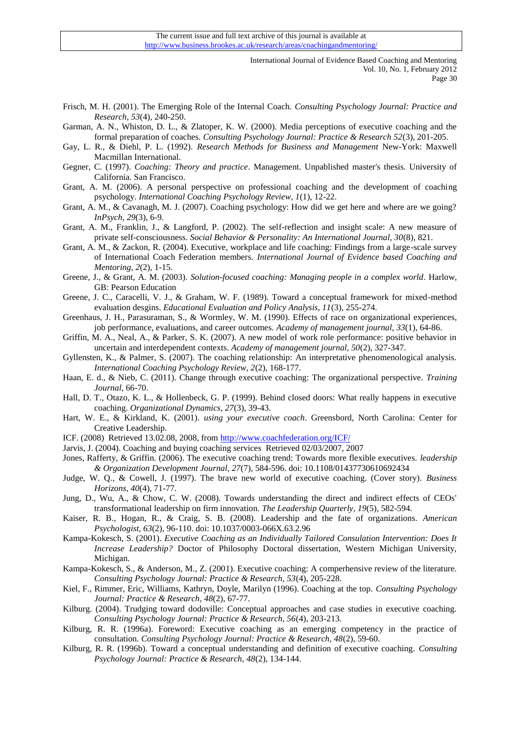Frisch, M. H. (2001). The Emerging Role of the Internal Coach. *Consulting Psychology Journal: Practice and Research, 53*(4), 240-250.

Garman, A. N., Whiston, D. L., & Zlatoper, K. W. (2000). Media perceptions of executive coaching and the formal preparation of coaches. *Consulting Psychology Journal: Practice & Research 52*(3), 201-205.

Gay, L. R., & Diehl, P. L. (1992). *Research Methods for Business and Management* New-York: Maxwell Macmillan International.

Gegner, C. (1997). *Coaching: Theory and practice*. Management. Unpablished master's thesis. University of California. San Francisco.

Grant, A. M. (2006). A personal perspective on professional coaching and the development of coaching psychology. *International Coaching Psychology Review, 1*(1), 12-22.

Grant, A. M., & Cavanagh, M. J. (2007). Coaching psychology: How did we get here and where are we going? *InPsych, 29*(3), 6-9.

Grant, A. M., Franklin, J., & Langford, P. (2002). The self-reflection and insight scale: A new measure of private self-consciousness. *Social Behavior & Personality: An International Journal, 30*(8), 821.

Grant, A. M., & Zackon, R. (2004). Executive, workplace and life coaching: Findings from a large-scale survey of International Coach Federation members. *International Journal of Evidence based Coaching and Mentoring, 2*(2), 1-15.

Greene, J., & Grant, A. M. (2003). *Solution-focused coaching: Managing people in a complex world*. Harlow, GB: Pearson Education

Greene, J. C., Caracelli, V. J., & Graham, W. F. (1989). Toward a conceptual framework for mixed-method evaluation desgins. *Educational Evaluation and Policy Analysis, 11*(3), 255-274.

Greenhaus, J. H., Parasuraman, S., & Wormley, W. M. (1990). Effects of race on organizational experiences, job performance, evaluations, and career outcomes. *Academy of management journal, 33*(1), 64-86.

Griffin, M. A., Neal, A., & Parker, S. K. (2007). A new model of work role performance: positive behavior in uncertain and interdependent contexts. *Academy of management journal, 50*(2), 327-347.

Gyllensten, K., & Palmer, S. (2007). The coaching relationship: An interpretative phenomenological analysis. *International Coaching Psychology Review, 2*(2), 168-177.

Haan, E. d., & Nieb, C. (2011). Change through executive coaching: The organizational perspective. *Training Journal*, 66-70.

Hall, D. T., Otazo, K. L., & Hollenbeck, G. P. (1999). Behind closed doors: What really happens in executive coaching. *Organizational Dynamics, 27*(3), 39-43.

Hart, W. E., & Kirkland, K. (2001). *using your executive coach*. Greensbord, North Carolina: Center for Creative Leadership.

ICF. (2008) Retrieved 13.02.08, 2008, from http://www.coachfederation.org/ICF/

Jarvis, J. (2004). Coaching and buying coaching services Retrieved 02/03/2007, 2007

Jones, Rafferty, & Griffin. (2006). The executive coaching trend: Towards more flexible executives. *leadership & Organization Development Journal, 27*(7), 584-596. doi: 10.1108/01437730610692434

Judge, W. Q., & Cowell, J. (1997). The brave new world of executive coaching. (Cover story). *Business Horizons, 40*(4), 71-77.

Jung, D., Wu, A., & Chow, C. W. (2008). Towards understanding the direct and indirect effects of CEOs' transformational leadership on firm innovation. *The Leadership Quarterly, 19*(5), 582-594.

Kaiser, R. B., Hogan, R., & Craig, S. B. (2008). Leadership and the fate of organizations. *American Psychologist, 63*(2), 96-110. doi: 10.1037/0003-066X.63.2.96

Kampa-Kokesch, S. (2001). *Executive Coaching as an Individually Tailored Consulation Intervention: Does It Increase Leadership?* Doctor of Philosophy Doctoral dissertation, Western Michigan University, Michigan.

Kampa-Kokesch, S., & Anderson, M., Z. (2001). Executive coaching: A comperhensive review of the literature. *Consulting Psychology Journal: Practice & Research, 53*(4), 205-228.

Kiel, F., Rimmer, Eric, Williams, Kathryn, Doyle, Marilyn (1996). Coaching at the top. *Consulting Psychology Journal: Practice & Research, 48*(2), 67-77.

Kilburg. (2004). Trudging toward dodoville: Conceptual approaches and case studies in executive coaching. *Consulting Psychology Journal: Practice & Research, 56*(4), 203-213.

Kilburg, R. R. (1996a). Foreword: Executive coaching as an emerging competency in the practice of consultation. *Consulting Psychology Journal: Practice & Research, 48*(2), 59-60.

Kilburg, R. R. (1996b). Toward a conceptual understanding and definition of executive coaching. *Consulting Psychology Journal: Practice & Research, 48*(2), 134-144.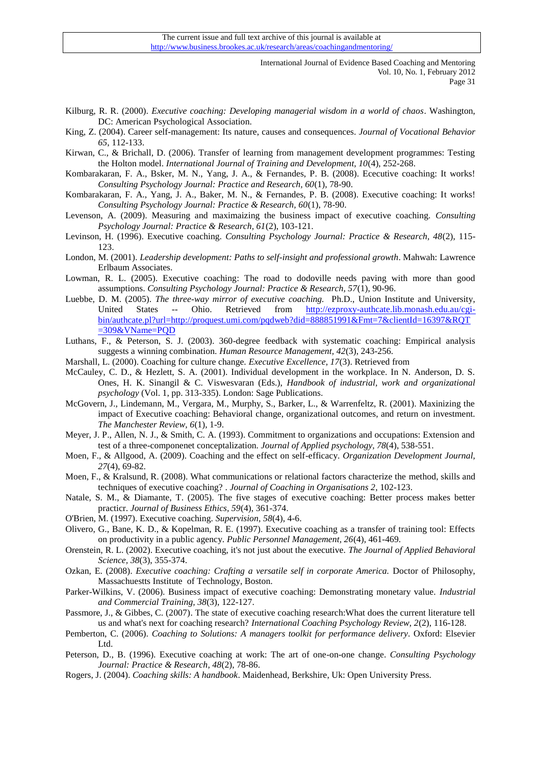Kilburg, R. R. (2000). *Executive coaching: Developing managerial wisdom in a world of chaos*. Washington, DC: American Psychological Association.

King, Z. (2004). Career self-management: Its nature, causes and consequences. *Journal of Vocational Behavior 65*, 112-133.

Kirwan, C., & Brichall, D. (2006). Transfer of learning from management development programmes: Testing the Holton model. *International Journal of Training and Development, 10*(4), 252-268.

Kombarakaran, F. A., Bsker, M. N., Yang, J. A., & Fernandes, P. B. (2008). Ececutive coaching: It works! *Consulting Psychology Journal: Practice and Research, 60*(1), 78-90.

Kombarakaran, F. A., Yang, J. A., Baker, M. N., & Fernandes, P. B. (2008). Executive coaching: It works! *Consulting Psychology Journal: Practice & Research, 60*(1), 78-90.

Levenson, A. (2009). Measuring and maximaizing the business impact of executive coaching. *Consulting Psychology Journal: Practice & Research, 61*(2), 103-121.

Levinson, H. (1996). Executive coaching. *Consulting Psychology Journal: Practice & Research, 48*(2), 115-123.

London, M. (2001). *Leadership development: Paths to self-insight and professional growth*. Mahwah: Lawrence Erlbaum Associates.

Lowman, R. L. (2005). Executive coaching: The road to dodoville needs paving with more than good assumptions. *Consulting Psychology Journal: Practice & Research, 57*(1), 90-96.

Luebbe, D. M. (2005). *The three-way mirror of executive coaching.* Ph.D., Union Institute and University, United States -- Ohio. Retrieved from http://ezproxy-authcate.lib.monash.edu.au/cgi-bin/authcate.pl?url=http://proquest.umi.com/pqdweb?did=888851991&Fmt=7&clientId=16397&RQT=309&VName=PQD

Luthans, F., & Peterson, S. J. (2003). 360-degree feedback with systematic coaching: Empirical analysis suggests a winning combination. *Human Resource Management, 42*(3), 243-256.

Marshall, L. (2000). Coaching for culture change. *Executive Excellence, 17*(3). Retrieved from

McCauley, C. D., & Hezlett, S. A. (2001). Individual development in the workplace. In N. Anderson, D. S. Ones, H. K. Sinangil & C. Viswesvaran (Eds.), *Handbook of industrial, work and organizational psychology* (Vol. 1, pp. 313-335). London: Sage Publications.

McGovern, J., Lindemann, M., Vergara, M., Murphy, S., Barker, L., & Warrenfeltz, R. (2001). Maxinizing the impact of Executive coaching: Behavioral change, organizational outcomes, and return on investment. *The Manchester Review, 6*(1), 1-9.

Meyer, J. P., Allen, N. J., & Smith, C. A. (1993). Commitment to organizations and occupations: Extension and test of a three-componenet conceptalization. *Journal of Applied psychology, 78*(4), 538-551.

Moen, F., & Allgood, A. (2009). Coaching and the effect on self-efficacy. *Organization Development Journal, 27*(4), 69-82.

Moen, F., & Kralsund, R. (2008). What communications or relational factors characterize the method, skills and techniques of executive coaching? . *Journal of Coaching in Organisations 2*, 102-123.

Natale, S. M., & Diamante, T. (2005). The five stages of executive coaching: Better process makes better practicr. *Journal of Business Ethics, 59*(4), 361-374.

O'Brien, M. (1997). Executive coaching. *Supervision, 58*(4), 4-6.

Olivero, G., Bane, K. D., & Kopelman, R. E. (1997). Executive coaching as a transfer of training tool: Effects on productivity in a public agency. *Public Personnel Management, 26*(4), 461-469.

Orenstein, R. L. (2002). Executive coaching, it's not just about the executive. *The Journal of Applied Behavioral Science, 38*(3), 355-374.

Ozkan, E. (2008). *Executive coaching: Crafting a versatile self in corporate America.* Doctor of Philosophy, Massachuestts Institute of Technology, Boston.

Parker-Wilkins, V. (2006). Business impact of executive coaching: Demonstrating monetary value. *Industrial and Commercial Training, 38*(3), 122-127.

Passmore, J., & Gibbes, C. (2007). The state of executive coaching research:What does the current literature tell us and what's next for coaching research? *International Coaching Psychology Review, 2*(2), 116-128.

Pemberton, C. (2006). *Coaching to Solutions: A managers toolkit for performance delivery*. Oxford: Elsevier Ltd.

Peterson, D., B. (1996). Executive coaching at work: The art of one-on-one change. *Consulting Psychology Journal: Practice & Research, 48*(2), 78-86.

Rogers, J. (2004). *Coaching skills: A handbook*. Maidenhead, Berkshire, Uk: Open University Press.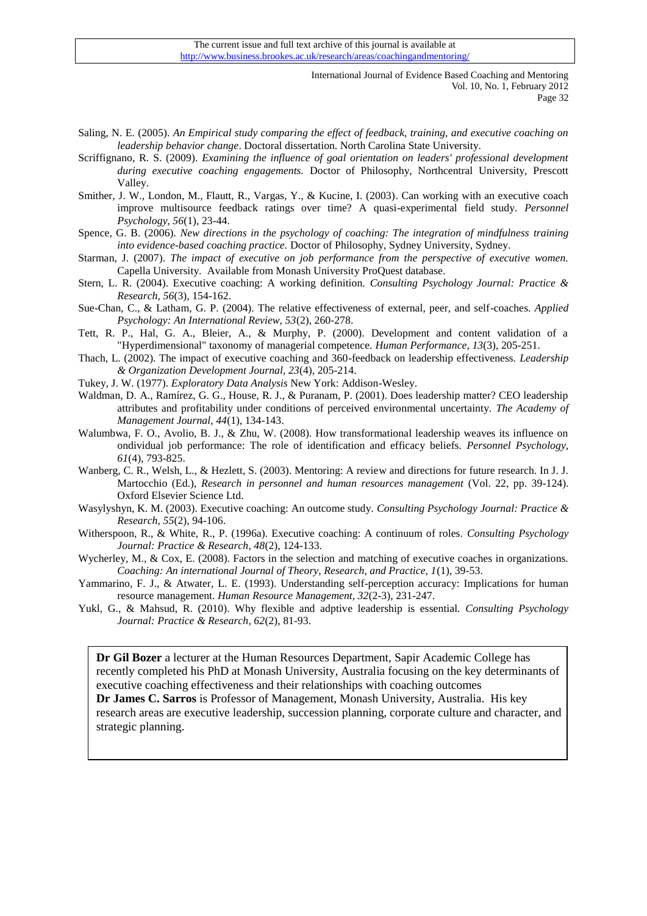Saling, N. E. (2005). *An Empirical study comparing the effect of feedback, training, and executive coaching on leadership behavior change*. Doctoral dissertation. North Carolina State University.

Scriffignano, R. S. (2009). *Examining the influence of goal orientation on leaders' professional development during executive coaching engagements.* Doctor of Philosophy, Northcentral University, Prescott Valley.

Smither, J. W., London, M., Flautt, R., Vargas, Y., & Kucine, I. (2003). Can working with an executive coach improve multisource feedback ratings over time? A quasi-experimental field study. *Personnel Psychology, 56*(1), 23-44.

Spence, G. B. (2006). *New directions in the psychology of coaching: The integration of mindfulness training into evidence-based coaching practice.* Doctor of Philosophy, Sydney University, Sydney.

Starman, J. (2007). *The impact of executive on job performance from the perspective of executive women.* Capella University. Available from Monash University ProQuest database.

Stern, L. R. (2004). Executive coaching: A working definition. *Consulting Psychology Journal: Practice & Research, 56*(3), 154-162.

Sue-Chan, C., & Latham, G. P. (2004). The relative effectiveness of external, peer, and self-coaches. *Applied Psychology: An International Review, 53*(2), 260-278.

Tett, R. P., Hal, G. A., Bleier, A., & Murphy, P. (2000). Development and content validation of a "Hyperdimensional" taxonomy of managerial competence. *Human Performance, 13*(3), 205-251.

Thach, L. (2002). The impact of executive coaching and 360-feedback on leadership effectiveness. *Leadership & Organization Development Journal, 23*(4), 205-214.

Tukey, J. W. (1977). *Exploratory Data Analysis* New York: Addison-Wesley.

Waldman, D. A., Ramírez, G. G., House, R. J., & Puranam, P. (2001). Does leadership matter? CEO leadership attributes and profitability under conditions of perceived environmental uncertainty. *The Academy of Management Journal, 44*(1), 134-143.

Walumbwa, F. O., Avolio, B. J., & Zhu, W. (2008). How transformational leadership weaves its influence on ondividual job performance: The role of identification and efficacy beliefs. *Personnel Psychology, 61*(4), 793-825.

Wanberg, C. R., Welsh, L., & Hezlett, S. (2003). Mentoring: A review and directions for future research. In J. J. Martocchio (Ed.), *Research in personnel and human resources management* (Vol. 22, pp. 39-124). Oxford Elsevier Science Ltd.

Wasylyshyn, K. M. (2003). Executive coaching: An outcome study. *Consulting Psychology Journal: Practice & Research, 55*(2), 94-106.

Witherspoon, R., & White, R., P. (1996a). Executive coaching: A continuum of roles. *Consulting Psychology Journal: Practice & Research, 48*(2), 124-133.

Wycherley, M., & Cox, E. (2008). Factors in the selection and matching of executive coaches in organizations. *Coaching: An international Journal of Theory, Research, and Practice, 1*(1), 39-53.

Yammarino, F. J., & Atwater, L. E. (1993). Understanding self-perception accuracy: Implications for human resource management. *Human Resource Management, 32*(2-3), 231-247.

Yukl, G., & Mahsud, R. (2010). Why flexible and adptive leadership is essential. *Consulting Psychology Journal: Practice & Research, 62*(2), 81-93.

**Dr Gil Bozer** a lecturer at the Human Resources Department, Sapir Academic College has recently completed his PhD at Monash University, Australia focusing on the key determinants of executive coaching effectiveness and their relationships with coaching outcomes

**Dr James C. Sarros** is Professor of Management, Monash University, Australia. His key research areas are executive leadership, succession planning, corporate culture and character, and strategic planning.